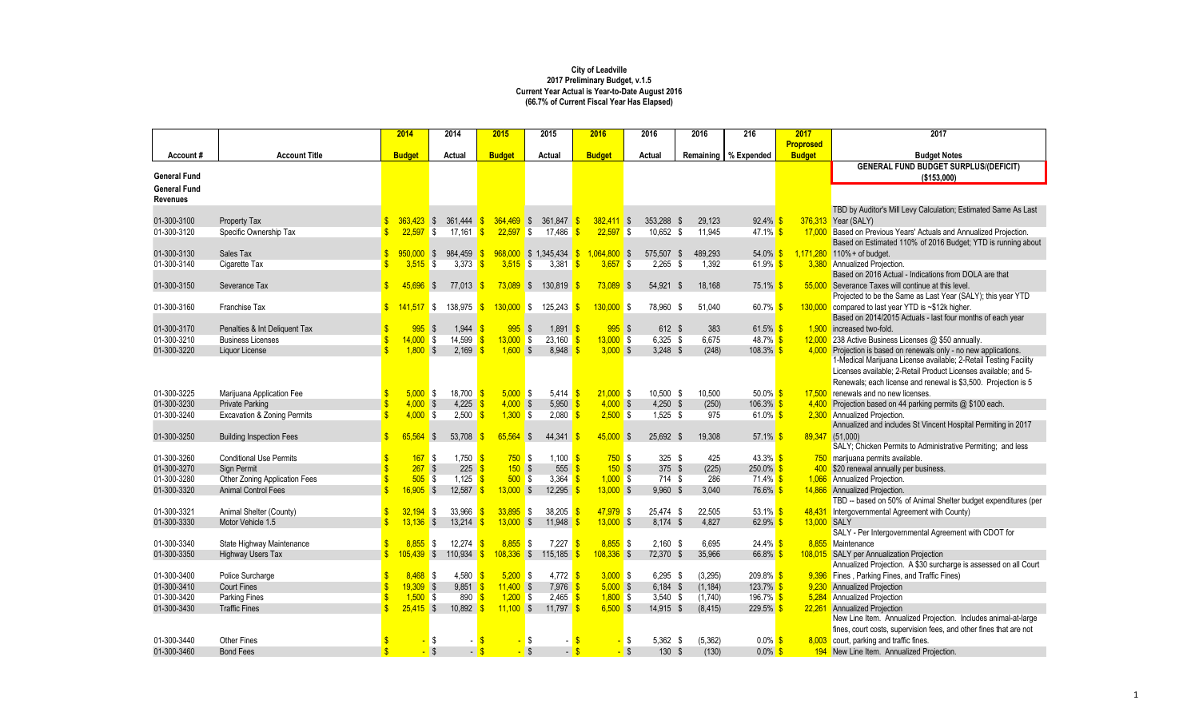**City of Leadville**
**2017 Preliminary Budget, v.1.5**
**Current Year Actual is Year-to-Date August 2016**
**(66.7% of Current Fiscal Year Has Elapsed)**

| Account # | Account Title | 2014 Budget | 2014 Actual | 2015 Budget | 2015 Actual | 2016 Budget | 2016 Actual | 2016 Remaining | 216 % Expended | 2017 Proposed Budget | 2017 Budget Notes |
|---|---|---|---|---|---|---|---|---|---|---|---|
| | | | | | | | | | | | **GENERAL FUND BUDGET SURPLUS/(DEFICIT) ($153,000)** |
| **General Fund** | | | | | | | | | | | |
| **General Fund Revenues** | | | | | | | | | | | |
| 01-300-3100 | Property Tax | $ 363,423 | $ 361,444 | $ 364,469 | $ 361,847 | $ 382,411 | $ 353,288 | $ 29,123 | 92.4% | $ 376,313 | TBD by Auditor's Mill Levy Calculation; Estimated Same As Last Year (SALY) |
| 01-300-3120 | Specific Ownership Tax | $ 22,597 | $ 17,161 | $ 22,597 | $ 17,486 | $ 22,597 | $ 10,652 | $ 11,945 | 47.1% | $ 17,000 | Based on Previous Years' Actuals and Annualized Projection. |
| 01-300-3130 | Sales Tax | $ 950,000 | $ 984,459 | $ 968,000 | $ 1,345,434 | $ 1,064,800 | $ 575,507 | $ 489,293 | 54.0% | $ 1,171,280 | Based on Estimated 110% of 2016 Budget; YTD is running about 110%+ of budget. |
| 01-300-3140 | Cigarette Tax | $ 3,515 | $ 3,373 | $ 3,515 | $ 3,381 | $ 3,657 | $ 2,265 | $ 1,392 | 61.9% | $ 3,380 | Annualized Projection. |
| 01-300-3150 | Severance Tax | $ 45,696 | $ 77,013 | $ 73,089 | $ 130,819 | $ 73,089 | $ 54,921 | $ 18,168 | 75.1% | $ 55,000 | Based on 2016 Actual - Indications from DOLA are that Severance Taxes will continue at this level. |
| 01-300-3160 | Franchise Tax | $ 141,517 | $ 138,975 | $ 130,000 | $ 125,243 | $ 130,000 | $ 78,960 | $ 51,040 | 60.7% | $ 130,000 | Projected to be the Same as Last Year (SALY); this year YTD compared to last year YTD is ~$12k higher. |
| 01-300-3170 | Penalties & Int Deliquent Tax | $ 995 | $ 1,944 | $ 995 | $ 1,891 | $ 995 | $ 612 | $ 383 | 61.5% | $ 1,900 | Based on 2014/2015 Actuals - last four months of each year increased two-fold. |
| 01-300-3210 | Business Licenses | $ 14,000 | $ 14,599 | $ 13,000 | $ 23,160 | $ 13,000 | $ 6,325 | $ 6,675 | 48.7% | $ 12,000 | 238 Active Business Licenses @ $50 annually. |
| 01-300-3220 | Liquor License | $ 1,800 | $ 2,169 | $ 1,600 | $ 8,948 | $ 3,000 | $ 3,248 | $ (248) | 108.3% | $ 4,000 | Projection is based on renewals only - no new applications. |
| 01-300-3225 | Marijuana Application Fee | $ 5,000 | $ 18,700 | $ 5,000 | $ 5,414 | $ 21,000 | $ 10,500 | $ 10,500 | 50.0% | $ 17,500 | 1-Medical Marijuana License available; 2-Retail Testing Facility Licenses available; 2-Retail Product Licenses available; and 5-Renewals; each license and renewal is $3,500. Projection is 5 renewals and no new licenses. |
| 01-300-3230 | Private Parking | $ 4,000 | $ 4,225 | $ 4,000 | $ 5,950 | $ 4,000 | $ 4,250 | $ (250) | 106.3% | $ 4,400 | Projection based on 44 parking permits @ $100 each. |
| 01-300-3240 | Excavation & Zoning Permits | $ 4,000 | $ 2,500 | $ 1,300 | $ 2,080 | $ 2,500 | $ 1,525 | $ 975 | 61.0% | $ 2,300 | Annualized Projection. |
| 01-300-3250 | Building Inspection Fees | $ 65,564 | $ 53,708 | $ 65,564 | $ 44,341 | $ 45,000 | $ 25,692 | $ 19,308 | 57.1% | $ 89,347 | Annualized and includes St Vincent Hospital Permiting in 2017 (51,000) |
| 01-300-3260 | Conditional Use Permits | $ 167 | $ 1,750 | $ 750 | $ 1,100 | $ 750 | $ 325 | $ 425 | 43.3% | $ 750 | SALY; Chicken Permits to Administrative Permiting; and less marijuana permits available. |
| 01-300-3270 | Sign Permit | $ 267 | $ 225 | $ 150 | $ 555 | $ 150 | $ 375 | $ (225) | 250.0% | $ 400 | $20 renewal annually per business. |
| 01-300-3280 | Other Zoning Application Fees | $ 505 | $ 1,125 | $ 500 | $ 3,364 | $ 1,000 | $ 714 | $ 286 | 71.4% | $ 1,066 | Annualized Projection. |
| 01-300-3320 | Animal Control Fees | $ 16,905 | $ 12,587 | $ 13,000 | $ 12,295 | $ 13,000 | $ 9,960 | $ 3,040 | 76.6% | $ 14,866 | Annualized Projection. |
| 01-300-3321 | Animal Shelter (County) | $ 32,194 | $ 33,966 | $ 33,895 | $ 38,205 | $ 47,979 | $ 25,474 | $ 22,505 | 53.1% | $ 48,431 | TBD -- based on 50% of Animal Shelter budget expenditures (per Intergovernmental Agreement with County) |
| 01-300-3330 | Motor Vehicle 1.5 | $ 13,136 | $ 13,214 | $ 13,000 | $ 11,948 | $ 13,000 | $ 8,174 | $ 4,827 | 62.9% | $ 13,000 | SALY |
| 01-300-3340 | State Highway Maintenance | $ 8,855 | $ 12,274 | $ 8,855 | $ 7,227 | $ 8,855 | $ 2,160 | $ 6,695 | 24.4% | $ 8,855 | SALY - Per Intergovernmental Agreement with CDOT for Maintenance |
| 01-300-3350 | Highway Users Tax | $ 105,439 | $ 110,934 | $ 108,336 | $ 115,185 | $ 108,336 | $ 72,370 | $ 35,966 | 66.8% | $ 108,015 | SALY per Annualization Projection |
| 01-300-3400 | Police Surcharge | $ 8,468 | $ 4,580 | $ 5,200 | $ 4,772 | $ 3,000 | $ 6,295 | $ (3,295) | 209.8% | $ 9,396 | Annualized Projection. A $30 surcharge is assessed on all Court Fines , Parking Fines, and Traffic Fines) |
| 01-300-3410 | Court Fines | $ 19,309 | $ 9,851 | $ 11,400 | $ 7,976 | $ 5,000 | $ 6,184 | $ (1,184) | 123.7% | $ 9,230 | Annualized Projection |
| 01-300-3420 | Parking Fines | $ 1,500 | $ 890 | $ 1,200 | $ 2,465 | $ 1,800 | $ 3,540 | $ (1,740) | 196.7% | $ 5,284 | Annualized Projection |
| 01-300-3430 | Traffic Fines | $ 25,415 | $ 10,892 | $ 11,100 | $ 11,797 | $ 6,500 | $ 14,915 | $ (8,415) | 229.5% | $ 22,261 | Annualized Projection |
| 01-300-3440 | Other Fines | $ - | $ - | $ - | $ - | $ - | $ 5,362 | $ (5,362) | 0.0% | $ 8,003 | New Line Item. Annualized Projection. Includes animal-at-large fines, court costs, supervision fees, and other fines that are not court, parking and traffic fines. |
| 01-300-3460 | Bond Fees | $ - | $ - | $ - | $ - | $ - | $ 130 | $ (130) | 0.0% | $ 194 | New Line Item. Annualized Projection. |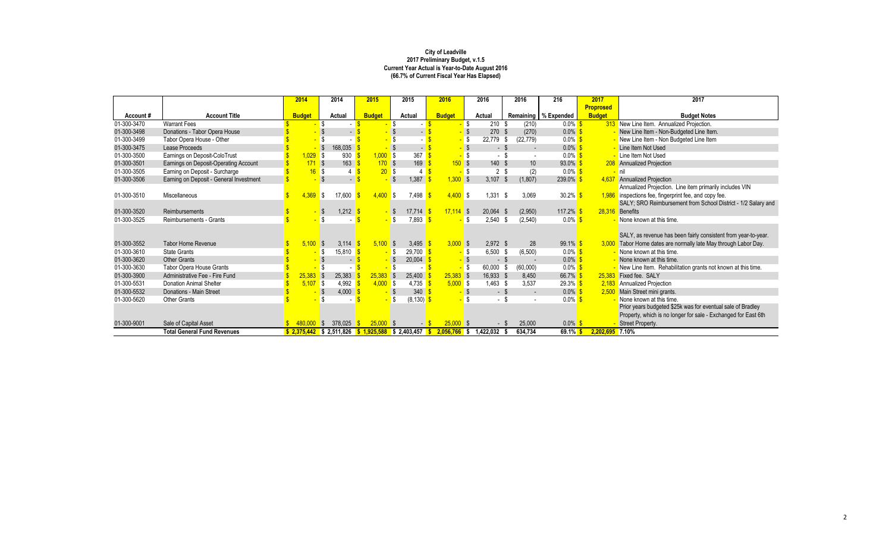**City of Leadville**
**2017 Preliminary Budget, v.1.5**
**Current Year Actual is Year-to-Date August 2016**
**(66.7% of Current Fiscal Year Has Elapsed)**

| Account # | Account Title | 2014 Budget | 2014 Actual | 2015 Budget | 2015 Actual | 2016 Budget | 2016 Actual | 2016 Remaining | 216 % Expended | 2017 Proposed Budget | 2017 Budget Notes |
|---|---|---|---|---|---|---|---|---|---|---|---|
| 01-300-3470 | Warrant Fees | $ - | $ - | $ - | $ - | $ - | $ 210 | $ (210) | 0.0% | $ 313 | New Line Item. Annualized Projection. |
| 01-300-3498 | Donations - Tabor Opera House | $ - | $ - | $ - | $ - | $ - | $ 270 | $ (270) | 0.0% | $ - | New Line Item - Non-Budgeted Line Item. |
| 01-300-3499 | Tabor Opera House - Other | $ - | $ - | $ - | $ - | $ - | $ 22,779 | $ (22,779) | 0.0% | $ - | New Line Item - Non Budgeted Line Item |
| 01-300-3475 | Lease Proceeds | $ - | $ 168,035 | $ - | $ - | $ - | $ - | $ - | 0.0% | $ - | Line Item Not Used |
| 01-300-3500 | Earnings on Deposit-ColoTrust | $ 1,029 | $ 930 | $ 1,000 | $ 367 | $ - | $ - | $ - | 0.0% | $ - | Line Item Not Used |
| 01-300-3501 | Earnings on Deposit-Operating Account | $ 171 | $ 163 | $ 170 | $ 169 | $ 150 | $ 140 | $ 10 | 93.0% | $ 208 | Annualized Projection |
| 01-300-3505 | Earning on Deposit - Surcharge | $ 16 | $ 4 | $ 20 | $ 4 | $ - | $ 2 | $ (2) | 0.0% | $ - | nil |
| 01-300-3506 | Earning on Deposit - General Investment | $ - | $ - | $ - | $ 1,387 | $ 1,300 | $ 3,107 | $ (1,807) | 239.0% | $ 4,637 | Annualized Projection |
| 01-300-3510 | Miscellaneous | $ 4,369 | $ 17,600 | $ 4,400 | $ 7,498 | $ 4,400 | $ 1,331 | $ 3,069 | 30.2% | $ 1,986 | Annualized Projection. Line item primarily includes VIN inspections fee, fingerprint fee, and copy fee. |
| 01-300-3520 | Reimbursements | $ - | $ 1,212 | $ - | $ 17,714 | $ 17,114 | $ 20,064 | $ (2,950) | 117.2% | $ 28,316 | SALY; SRO Reimbursement from School District - 1/2 Salary and Benefits |
| 01-300-3525 | Reimbursements - Grants | $ - | $ - | $ - | $ 7,893 | $ - | $ 2,540 | $ (2,540) | 0.0% | $ - | None known at this time. |
| 01-300-3552 | Tabor Home Revenue | $ 5,100 | $ 3,114 | $ 5,100 | $ 3,495 | $ 3,000 | $ 2,972 | $ 28 | 99.1% | $ 3,000 | SALY, as revenue has been fairly consistent from year-to-year. Tabor Home dates are normally late May through Labor Day. |
| 01-300-3610 | State Grants | $ - | $ 15,810 | $ - | $ 29,700 | $ - | $ 6,500 | $ (6,500) | 0.0% | $ - | None known at this time. |
| 01-300-3620 | Other Grants | $ - | $ - | $ - | $ 20,004 | $ - | $ - | $ - | 0.0% | $ - | None known at this time. |
| 01-300-3630 | Tabor Opera House Grants | $ - | $ - | $ - | $ - | $ - | $ 60,000 | $ (60,000) | 0.0% | $ - | New Line Item. Rehabilitation grants not known at this time. |
| 01-300-3900 | Administrative Fee - Fire Fund | $ 25,383 | $ 25,383 | $ 25,383 | $ 25,400 | $ 25,383 | $ 16,933 | $ 8,450 | 66.7% | $ 25,383 | Fixed fee. SALY |
| 01-300-5531 | Donation Animal Shelter | $ 5,107 | $ 4,992 | $ 4,000 | $ 4,735 | $ 5,000 | $ 1,463 | $ 3,537 | 29.3% | $ 2,183 | Annualized Projection |
| 01-300-5532 | Donations - Main Street | $ - | $ 4,000 | $ - | $ 340 | $ - | $ - | $ - | 0.0% | $ 2,500 | Main Street mini grants. |
| 01-300-5620 | Other Grants | $ - | $ - | $ - | $ (8,130) | $ - | $ - | $ - | 0.0% | $ - | None known at this time. |
| 01-300-9001 | Sale of Capital Asset | $ 480,000 | $ 378,025 | $ 25,000 | $ - | $ 25,000 | $ - | $ 25,000 | 0.0% | $ - | Prior years budgeted $25k was for eventual sale of Bradley Property, which is no longer for sale - Exchanged for East 6th Street Property. |
| | **Total General Fund Revenues** | **$ 2,375,442** | **$ 2,511,826** | **$ 1,925,588** | **$ 2,403,457** | **$ 2,056,766** | **$ 1,422,032** | **$ 634,734** | **69.1%** | **$ 2,202,695** | **7.10%** |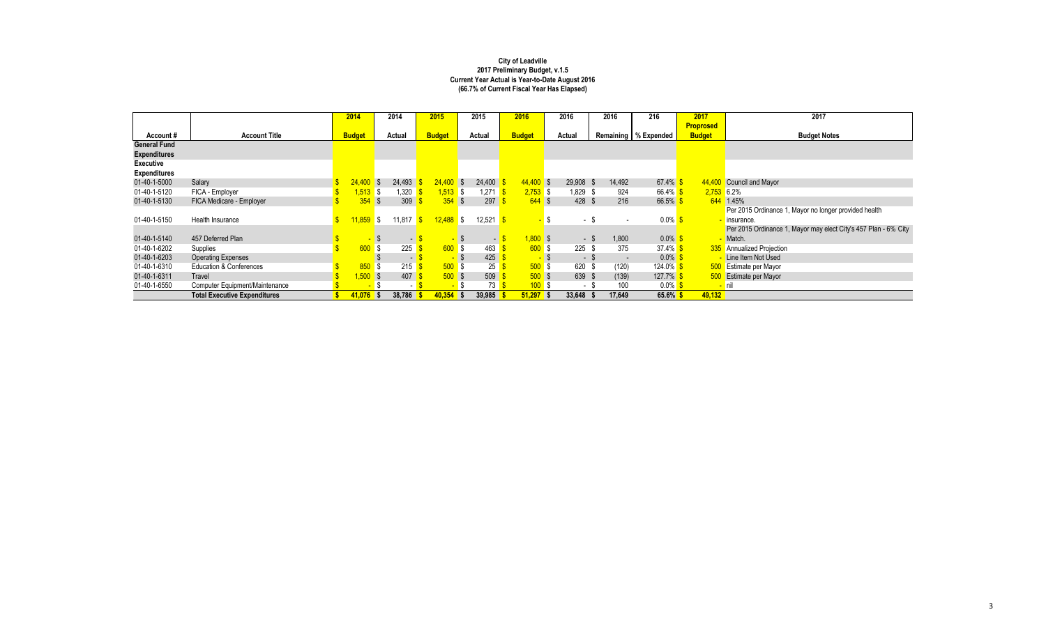**City of Leadville**
**2017 Preliminary Budget, v.1.5**
**Current Year Actual is Year-to-Date August 2016**
**(66.7% of Current Fiscal Year Has Elapsed)**

| Account # | Account Title | 2014 Budget | 2014 Actual | 2015 Budget | 2015 Actual | 2016 Budget | 2016 Actual | 2016 Remaining | 216 % Expended | 2017 Proposed Budget | 2017 Budget Notes |
|---|---|---|---|---|---|---|---|---|---|---|---|
| **General Fund Expenditures** | | | | | | | | | | | |
| **Executive Expenditures** | | | | | | | | | | | |
| 01-40-1-5000 | Salary | $ 24,400 | $ 24,493 | $ 24,400 | $ 24,400 | $ 44,400 | $ 29,908 | $ 14,492 | 67.4% | $ 44,400 | Council and Mayor |
| 01-40-1-5120 | FICA - Employer | $ 1,513 | $ 1,320 | $ 1,513 | $ 1,271 | $ 2,753 | $ 1,829 | $ 924 | 66.4% | $ 2,753 | 6.2% |
| 01-40-1-5130 | FICA Medicare - Employer | $ 354 | $ 309 | $ 354 | $ 297 | $ 644 | $ 428 | $ 216 | 66.5% | $ 644 | 1.45% |
| 01-40-1-5150 | Health Insurance | $ 11,859 | $ 11,817 | $ 12,488 | $ 12,521 | $ - | $ - | $ - | 0.0% | $ - | Per 2015 Ordinance 1, Mayor no longer provided health insurance. |
| 01-40-1-5140 | 457 Deferred Plan | $ - | $ - | $ - | $ - | $ 1,800 | $ - | $ 1,800 | 0.0% | $ - | Per 2015 Ordinance 1, Mayor may elect City's 457 Plan - 6% City Match. |
| 01-40-1-6202 | Supplies | $ 600 | $ 225 | $ 600 | $ 463 | $ 600 | $ 225 | $ 375 | 37.4% | $ 335 | Annualized Projection |
| 01-40-1-6203 | Operating Expenses | | $ - | $ - | $ 425 | $ - | $ - | $ - | 0.0% | $ - | Line Item Not Used |
| 01-40-1-6310 | Education & Conferences | $ 850 | $ 215 | $ 500 | $ 25 | $ 500 | $ 620 | $ (120) | 124.0% | $ 500 | Estimate per Mayor |
| 01-40-1-6311 | Travel | $ 1,500 | $ 407 | $ 500 | $ 509 | $ 500 | $ 639 | $ (139) | 127.7% | $ 500 | Estimate per Mayor |
| 01-40-1-6550 | Computer Equipment/Maintenance | $ - | $ - | $ - | $ 73 | $ 100 | $ - | $ 100 | 0.0% | $ - | nil |
| | **Total Executive Expenditures** | **$ 41,076** | **$ 38,786** | **$ 40,354** | **$ 39,985** | **$ 51,297** | **$ 33,648** | **$ 17,649** | **65.6%** | **$ 49,132** | |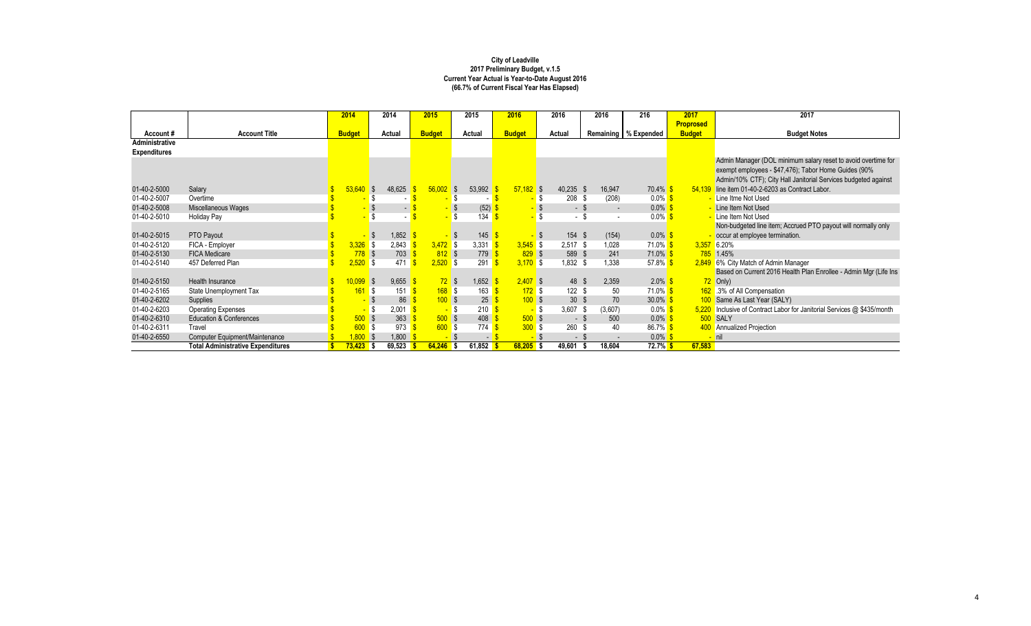**City of Leadville**
**2017 Preliminary Budget, v.1.5**
**Current Year Actual is Year-to-Date August 2016**
**(66.7% of Current Fiscal Year Has Elapsed)**

| Account # | Account Title | 2014 Budget | 2014 Actual | 2015 Budget | 2015 Actual | 2016 Budget | 2016 Actual | 2016 Remaining | 216 % Expended | 2017 Proposed Budget | 2017 Budget Notes |
|---|---|---|---|---|---|---|---|---|---|---|---|
| **Administrative Expenditures** | | | | | | | | | | | |
| 01-40-2-5000 | Salary | $ 53,640 | $ 48,625 | $ 56,002 | $ 53,992 | $ 57,182 | $ 40,235 | $ 16,947 | 70.4% | $ 54,139 | Admin Manager (DOL minimum salary reset to avoid overtime for exempt employees - $47,476); Tabor Home Guides (90% Admin/10% CTF); City Hall Janitorial Services budgeted against line item 01-40-2-6203 as Contract Labor. |
| 01-40-2-5007 | Overtime | $ - | $ - | $ - | $ - | $ - | $ 208 | $ (208) | 0.0% | $ - | Line Itme Not Used |
| 01-40-2-5008 | Miscellaneous Wages | $ - | $ - | $ - | $ (52) | $ - | $ - | $ - | 0.0% | $ - | Line Item Not Used |
| 01-40-2-5010 | Holiday Pay | $ - | $ - | $ - | $ 134 | $ - | $ - | $ - | 0.0% | $ - | Line Item Not Used |
| 01-40-2-5015 | PTO Payout | $ - | $ 1,852 | $ - | $ 145 | $ - | $ 154 | $ (154) | 0.0% | $ - | Non-budgeted line item; Accrued PTO payout will normally only occur at employee termination. |
| 01-40-2-5120 | FICA - Employer | $ 3,326 | $ 2,843 | $ 3,472 | $ 3,331 | $ 3,545 | $ 2,517 | $ 1,028 | 71.0% | $ 3,357 | 6.20% |
| 01-40-2-5130 | FICA Medicare | $ 778 | $ 703 | $ 812 | $ 779 | $ 829 | $ 589 | $ 241 | 71.0% | $ 785 | 1.45% |
| 01-40-2-5140 | 457 Deferred Plan | $ 2,520 | $ 471 | $ 2,520 | $ 291 | $ 3,170 | $ 1,832 | $ 1,338 | 57.8% | $ 2,849 | 6% City Match of Admin Manager |
| 01-40-2-5150 | Health Insurance | $ 10,099 | $ 9,655 | $ 72 | $ 1,652 | $ 2,407 | $ 48 | $ 2,359 | 2.0% | $ 72 | Based on Current 2016 Health Plan Enrollee - Admin Mgr (Life Ins Only) |
| 01-40-2-5165 | State Unemployment Tax | $ 161 | $ 151 | $ 168 | $ 163 | $ 172 | $ 122 | $ 50 | 71.0% | $ 162 | .3% of All Compensation |
| 01-40-2-6202 | Supplies | $ - | $ 86 | $ 100 | $ 25 | $ 100 | $ 30 | $ 70 | 30.0% | $ 100 | Same As Last Year (SALY) |
| 01-40-2-6203 | Operating Expenses | $ - | $ 2,001 | $ - | $ 210 | $ - | $ 3,607 | $ (3,607) | 0.0% | $ 5,220 | Inclusive of Contract Labor for Janitorial Services @ $435/month |
| 01-40-2-6310 | Education & Conferences | $ 500 | $ 363 | $ 500 | $ 408 | $ 500 | $ - | $ 500 | 0.0% | $ 500 | SALY |
| 01-40-2-6311 | Travel | $ 600 | $ 973 | $ 600 | $ 774 | $ 300 | $ 260 | $ 40 | 86.7% | $ 400 | Annualized Projection |
| 01-40-2-6550 | Computer Equipment/Maintenance | $ 1,800 | $ 1,800 | $ - | $ - | $ - | $ - | $ - | 0.0% | $ - | nil |
| | **Total Administrative Expenditures** | **$ 73,423** | **$ 69,523** | **$ 64,246** | **$ 61,852** | **$ 68,205** | **$ 49,601** | **$ 18,604** | **72.7%** | **$ 67,583** | |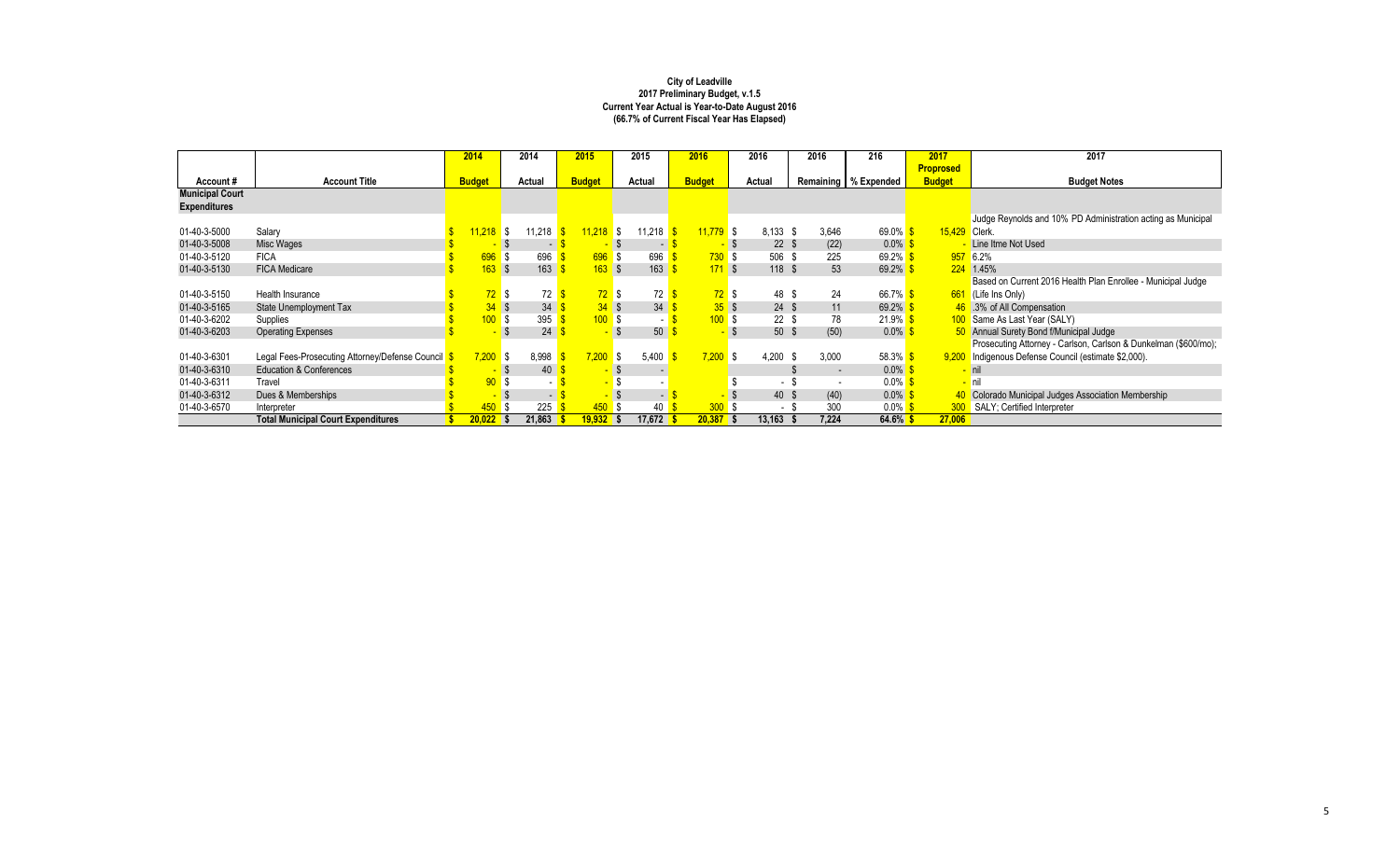**City of Leadville**
**2017 Preliminary Budget, v.1.5**
**Current Year Actual is Year-to-Date August 2016**
**(66.7% of Current Fiscal Year Has Elapsed)**

| Account # | Account Title | 2014 Budget | 2014 Actual | 2015 Budget | 2015 Actual | 2016 Budget | 2016 Actual | 2016 Remaining | 216 % Expended | 2017 Proposed Budget | 2017 Budget Notes |
|---|---|---|---|---|---|---|---|---|---|---|---|
| **Municipal Court Expenditures** | | | | | | | | | | | |
| 01-40-3-5000 | Salary | $ 11,218 | $ 11,218 | $ 11,218 | $ 11,218 | $ 11,779 | $ 8,133 | $ 3,646 | 69.0% | $ 15,429 | Judge Reynolds and 10% PD Administration acting as Municipal Clerk. |
| 01-40-3-5008 | Misc Wages | $ - | $ - | $ - | $ - | $ - | $ 22 | $ (22) | 0.0% | $ - | Line Itme Not Used |
| 01-40-3-5120 | FICA | $ 696 | $ 696 | $ 696 | $ 696 | $ 730 | $ 506 | $ 225 | 69.2% | $ 957 | 6.2% |
| 01-40-3-5130 | FICA Medicare | $ 163 | $ 163 | $ 163 | $ 163 | $ 171 | $ 118 | $ 53 | 69.2% | $ 224 | 1.45% |
| 01-40-3-5150 | Health Insurance | $ 72 | $ 72 | $ 72 | $ 72 | $ 72 | $ 48 | $ 24 | 66.7% | $ 661 | Based on Current 2016 Health Plan Enrollee - Municipal Judge (Life Ins Only) |
| 01-40-3-5165 | State Unemployment Tax | $ 34 | $ 34 | $ 34 | $ 34 | $ 35 | $ 24 | $ 11 | 69.2% | $ 46 | .3% of All Compensation |
| 01-40-3-6202 | Supplies | $ 100 | $ 395 | $ 100 | $ - | $ 100 | $ 22 | $ 78 | 21.9% | $ 100 | Same As Last Year (SALY) |
| 01-40-3-6203 | Operating Expenses | $ - | $ 24 | $ - | $ 50 | $ - | $ 50 | $ (50) | 0.0% | $ 50 | Annual Surety Bond f/Municipal Judge |
| 01-40-3-6301 | Legal Fees-Prosecuting Attorney/Defense Council | $ 7,200 | $ 8,998 | $ 7,200 | $ 5,400 | $ 7,200 | $ 4,200 | $ 3,000 | 58.3% | $ 9,200 | Prosecuting Attorney - Carlson, Carlson & Dunkelman ($600/mo); Indigenous Defense Council (estimate $2,000). |
| 01-40-3-6310 | Education & Conferences | $ - | $ 40 | $ - | $ - | | | $ - | 0.0% | $ - | nil |
| 01-40-3-6311 | Travel | $ 90 | $ - | $ - | $ - | | $ - | $ - | 0.0% | $ - | nil |
| 01-40-3-6312 | Dues & Memberships | $ - | $ - | $ - | $ - | $ - | $ 40 | $ (40) | 0.0% | $ 40 | Colorado Municipal Judges Association Membership |
| 01-40-3-6570 | Interpreter | $ 450 | $ 225 | $ 450 | $ 40 | $ 300 | $ - | $ 300 | 0.0% | $ 300 | SALY; Certified Interpreter |
| | **Total Municipal Court Expenditures** | **$ 20,022** | **$ 21,863** | **$ 19,932** | **$ 17,672** | **$ 20,387** | **$ 13,163** | **$ 7,224** | **64.6%** | **$ 27,006** | |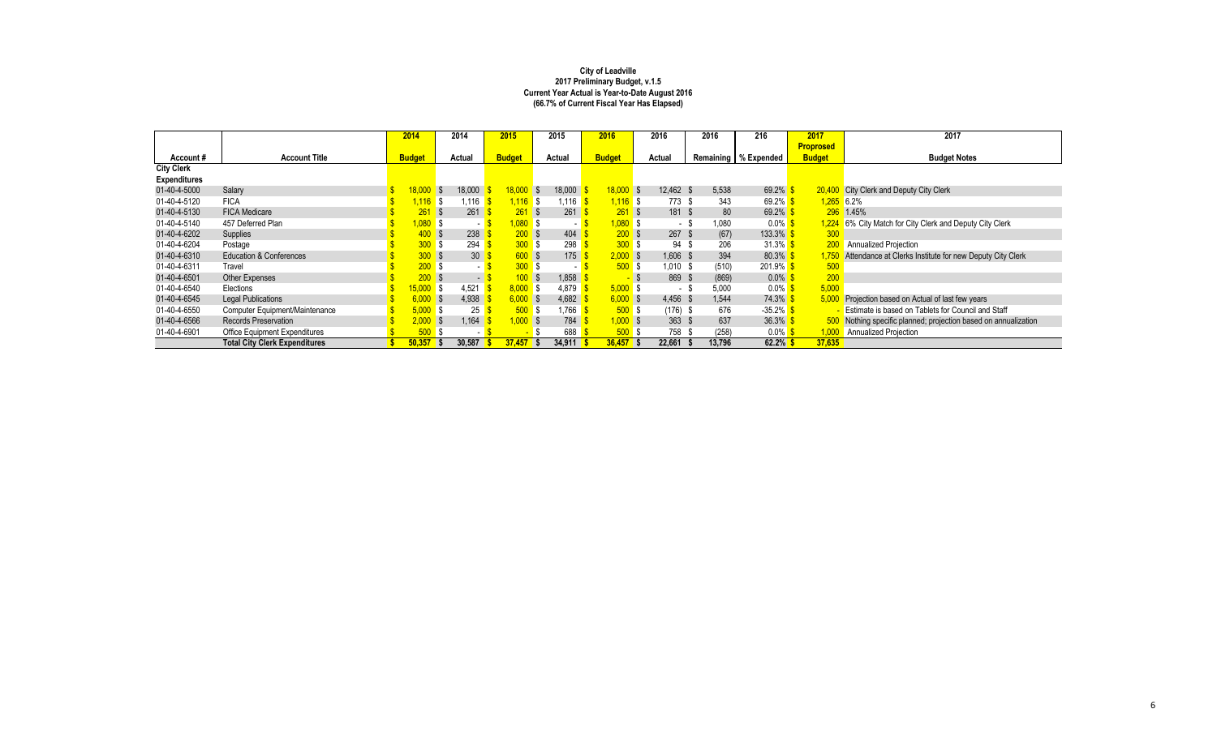**City of Leadville**
**2017 Preliminary Budget, v.1.5**
**Current Year Actual is Year-to-Date August 2016**
**(66.7% of Current Fiscal Year Has Elapsed)**

| Account # | Account Title | 2014 Budget | 2014 Actual | 2015 Budget | 2015 Actual | 2016 Budget | 2016 Actual | 2016 Remaining | 216 % Expended | 2017 Proposed Budget | 2017 Budget Notes |
|---|---|---|---|---|---|---|---|---|---|---|---|
| **City Clerk** | | | | | | | | | | | |
| **Expenditures** | | | | | | | | | | | |
| 01-40-4-5000 | Salary | $ 18,000 | $ 18,000 | $ 18,000 | $ 18,000 | $ 18,000 | $ 12,462 | $ 5,538 | 69.2% | $ 20,400 | City Clerk and Deputy City Clerk |
| 01-40-4-5120 | FICA | $ 1,116 | $ 1,116 | $ 1,116 | $ 1,116 | $ 1,116 | $ 773 | $ 343 | 69.2% | $ 1,265 | 6.2% |
| 01-40-4-5130 | FICA Medicare | $ 261 | $ 261 | $ 261 | $ 261 | $ 261 | $ 181 | $ 80 | 69.2% | $ 296 | 1.45% |
| 01-40-4-5140 | 457 Deferred Plan | $ 1,080 | $ - | $ 1,080 | $ - | $ 1,080 | $ - | $ 1,080 | 0.0% | $ 1,224 | 6% City Match for City Clerk and Deputy City Clerk |
| 01-40-4-6202 | Supplies | $ 400 | $ 238 | $ 200 | $ 404 | $ 200 | $ 267 | $ (67) | 133.3% | $ 300 | |
| 01-40-4-6204 | Postage | $ 300 | $ 294 | $ 300 | $ 298 | $ 300 | $ 94 | $ 206 | 31.3% | $ 200 | Annualized Projection |
| 01-40-4-6310 | Education & Conferences | $ 300 | $ 30 | $ 600 | $ 175 | $ 2,000 | $ 1,606 | $ 394 | 80.3% | $ 1,750 | Attendance at Clerks Institute for new Deputy City Clerk |
| 01-40-4-6311 | Travel | $ 200 | $ - | $ 300 | $ - | $ 500 | $ 1,010 | $ (510) | 201.9% | $ 500 | |
| 01-40-4-6501 | Other Expenses | $ 200 | $ - | $ 100 | $ 1,858 | $ - | $ 869 | $ (869) | 0.0% | $ 200 | |
| 01-40-4-6540 | Elections | $ 15,000 | $ 4,521 | $ 8,000 | $ 4,879 | $ 5,000 | $ - | $ 5,000 | 0.0% | $ 5,000 | |
| 01-40-4-6545 | Legal Publications | $ 6,000 | $ 4,938 | $ 6,000 | $ 4,682 | $ 6,000 | $ 4,456 | $ 1,544 | 74.3% | $ 5,000 | Projection based on Actual of last few years |
| 01-40-4-6550 | Computer Equipment/Maintenance | $ 5,000 | $ 25 | $ 500 | $ 1,766 | $ 500 | $ (176) | $ 676 | -35.2% | $ - | Estimate is based on Tablets for Council and Staff |
| 01-40-4-6566 | Records Preservation | $ 2,000 | $ 1,164 | $ 1,000 | $ 784 | $ 1,000 | $ 363 | $ 637 | 36.3% | $ 500 | Nothing specific planned; projection based on annualization |
| 01-40-4-6901 | Office Equipment Expenditures | $ 500 | $ - | $ - | $ 688 | $ 500 | $ 758 | $ (258) | 0.0% | $ 1,000 | Annualized Projection |
| | **Total City Clerk Expenditures** | **$ 50,357** | **$ 30,587** | **$ 37,457** | **$ 34,911** | **$ 36,457** | **$ 22,661** | **$ 13,796** | **62.2%** | **$ 37,635** | |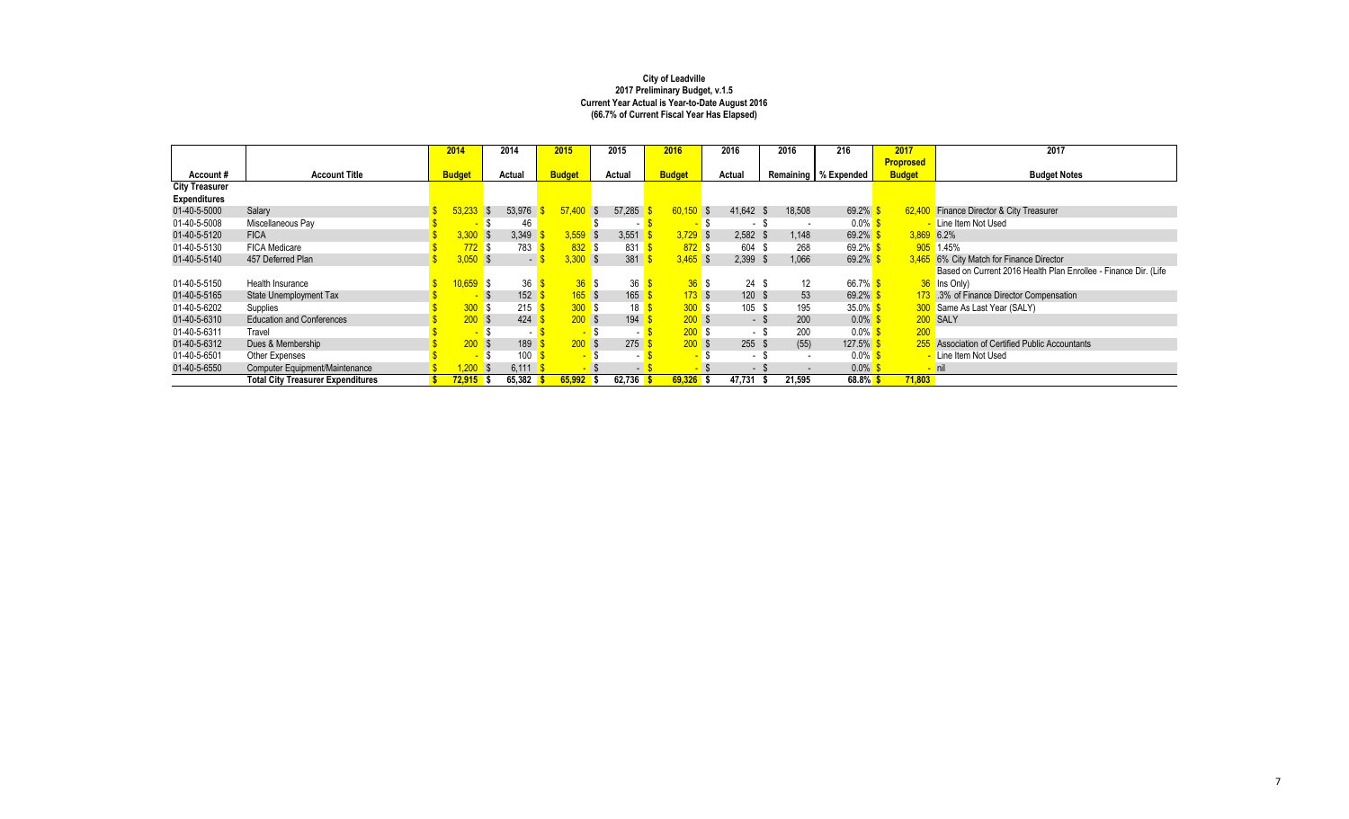**City of Leadville**
**2017 Preliminary Budget, v.1.5**
**Current Year Actual is Year-to-Date August 2016**
**(66.7% of Current Fiscal Year Has Elapsed)**

| Account # | Account Title | 2014 Budget | 2014 Actual | 2015 Budget | 2015 Actual | 2016 Budget | 2016 Actual | 2016 Remaining | 216 % Expended | 2017 Proposed Budget | 2017 Budget Notes |
|---|---|---|---|---|---|---|---|---|---|---|---|
| **City Treasurer** | | | | | | | | | | | |
| **Expenditures** | | | | | | | | | | | |
| 01-40-5-5000 | Salary | $ 53,233 | $ 53,976 | $ 57,400 | $ 57,285 | $ 60,150 | $ 41,642 | $ 18,508 | 69.2% | $ 62,400 | Finance Director & City Treasurer |
| 01-40-5-5008 | Miscellaneous Pay | $ - | $ 46 | | $ - | $ - | $ - | $ - | 0.0% | $ - | Line Item Not Used |
| 01-40-5-5120 | FICA | $ 3,300 | $ 3,349 | $ 3,559 | $ 3,551 | $ 3,729 | $ 2,582 | $ 1,148 | 69.2% | $ 3,869 | 6.2% |
| 01-40-5-5130 | FICA Medicare | $ 772 | $ 783 | $ 832 | $ 831 | $ 872 | $ 604 | $ 268 | 69.2% | $ 905 | 1.45% |
| 01-40-5-5140 | 457 Deferred Plan | $ 3,050 | $ - | $ 3,300 | $ 381 | $ 3,465 | $ 2,399 | $ 1,066 | 69.2% | $ 3,465 | 6% City Match for Finance Director |
| 01-40-5-5150 | Health Insurance | $ 10,659 | $ 36 | $ 36 | $ 36 | $ 36 | $ 24 | $ 12 | 66.7% | $ 36 | Based on Current 2016 Health Plan Enrollee - Finance Dir. (Life Ins Only) |
| 01-40-5-5165 | State Unemployment Tax | $ - | $ 152 | $ 165 | $ 165 | $ 173 | $ 120 | $ 53 | 69.2% | $ 173 | .3% of Finance Director Compensation |
| 01-40-5-6202 | Supplies | $ 300 | $ 215 | $ 300 | $ 18 | $ 300 | $ 105 | $ 195 | 35.0% | $ 300 | Same As Last Year (SALY) |
| 01-40-5-6310 | Education and Conferences | $ 200 | $ 424 | $ 200 | $ 194 | $ 200 | $ - | $ 200 | 0.0% | $ 200 | SALY |
| 01-40-5-6311 | Travel | $ - | $ - | $ - | $ - | $ 200 | $ - | $ 200 | 0.0% | $ 200 | |
| 01-40-5-6312 | Dues & Membership | $ 200 | $ 189 | $ 200 | $ 275 | $ 200 | $ 255 | $ (55) | 127.5% | $ 255 | Association of Certified Public Accountants |
| 01-40-5-6501 | Other Expenses | $ - | $ 100 | $ - | $ - | $ - | $ - | $ - | 0.0% | $ - | Line Item Not Used |
| 01-40-5-6550 | Computer Equipment/Maintenance | $ 1,200 | $ 6,111 | $ - | $ - | $ - | $ - | $ - | 0.0% | $ - | nil |
| | **Total City Treasurer Expenditures** | **$ 72,915** | **$ 65,382** | **$ 65,992** | **$ 62,736** | **$ 69,326** | **$ 47,731** | **$ 21,595** | **68.8%** | **$ 71,803** | |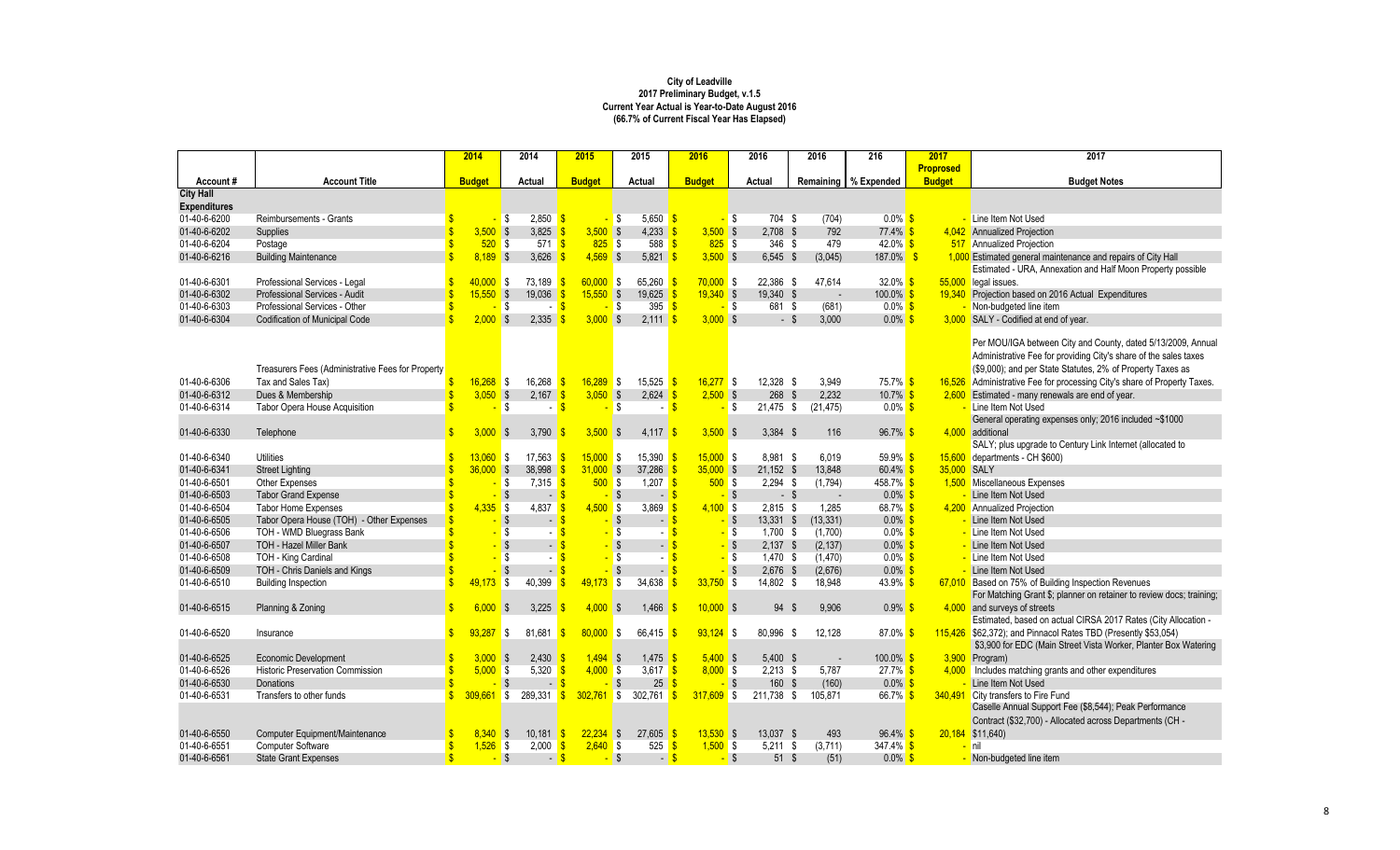**City of Leadville**
**2017 Preliminary Budget, v.1.5**
**Current Year Actual is Year-to-Date August 2016**
**(66.7% of Current Fiscal Year Has Elapsed)**

| Account # | Account Title | 2014 Budget | 2014 Actual | 2015 Budget | 2015 Actual | 2016 Budget | 2016 Actual | 2016 Remaining | 216 % Expended | 2017 Proposed Budget | 2017 Budget Notes |
|---|---|---|---|---|---|---|---|---|---|---|---|
| **City Hall** | | | | | | | | | | | |
| **Expenditures** | | | | | | | | | | | |
| 01-40-6-6200 | Reimbursements - Grants | $ - | $ 2,850 | $ - | $ 5,650 | $ - | $ 704 | $ (704) | 0.0% | $ - | Line Item Not Used |
| 01-40-6-6202 | Supplies | $ 3,500 | $ 3,825 | $ 3,500 | $ 4,233 | $ 3,500 | $ 2,708 | $ 792 | 77.4% | $ 4,042 | Annualized Projection |
| 01-40-6-6204 | Postage | $ 520 | $ 571 | $ 825 | $ 588 | $ 825 | $ 346 | $ 479 | 42.0% | $ 517 | Annualized Projection |
| 01-40-6-6216 | Building Maintenance | $ 8,189 | $ 3,626 | $ 4,569 | $ 5,821 | $ 3,500 | $ 6,545 | $ (3,045) | 187.0% | $ 1,000 | Estimated general maintenance and repairs of City Hall |
| 01-40-6-6301 | Professional Services - Legal | $ 40,000 | $ 73,189 | $ 60,000 | $ 65,260 | $ 70,000 | $ 22,386 | $ 47,614 | 32.0% | $ 55,000 | Estimated - URA, Annexation and Half Moon Property possible legal issues. |
| 01-40-6-6302 | Professional Services - Audit | $ 15,550 | $ 19,036 | $ 15,550 | $ 19,625 | $ 19,340 | $ 19,340 | $ - | 100.0% | $ 19,340 | Projection based on 2016 Actual Expenditures |
| 01-40-6-6303 | Professional Services - Other | $ - | $ - | $ - | $ 395 | $ - | $ 681 | $ (681) | 0.0% | $ - | Non-budgeted line item |
| 01-40-6-6304 | Codification of Municipal Code | $ 2,000 | $ 2,335 | $ 3,000 | $ 2,111 | $ 3,000 | $ - | $ 3,000 | 0.0% | $ 3,000 | SALY - Codified at end of year. |
| 01-40-6-6306 | Treasurers Fees (Administrative Fees for Property Tax and Sales Tax) | $ 16,268 | $ 16,268 | $ 16,289 | $ 15,525 | $ 16,277 | $ 12,328 | $ 3,949 | 75.7% | $ 16,526 | Per MOU/IGA between City and County, dated 5/13/2009, Annual Administrative Fee for providing City's share of the sales taxes ($9,000); and per State Statutes, 2% of Property Taxes as Administrative Fee for processing City's share of Property Taxes. |
| 01-40-6-6312 | Dues & Membership | $ 3,050 | $ 2,167 | $ 3,050 | $ 2,624 | $ 2,500 | $ 268 | $ 2,232 | 10.7% | $ 2,600 | Estimated - many renewals are end of year. |
| 01-40-6-6314 | Tabor Opera House Acquisition | $ - | $ - | $ - | $ - | $ - | $ 21,475 | $ (21,475) | 0.0% | $ - | Line Item Not Used |
| 01-40-6-6330 | Telephone | $ 3,000 | $ 3,790 | $ 3,500 | $ 4,117 | $ 3,500 | $ 3,384 | $ 116 | 96.7% | $ 4,000 | General operating expenses only; 2016 included ~$1000 additional |
| 01-40-6-6340 | Utilities | $ 13,060 | $ 17,563 | $ 15,000 | $ 15,390 | $ 15,000 | $ 8,981 | $ 6,019 | 59.9% | $ 15,600 | SALY; plus upgrade to Century Link Internet (allocated to departments - CH $600) |
| 01-40-6-6341 | Street Lighting | $ 36,000 | $ 38,998 | $ 31,000 | $ 37,286 | $ 35,000 | $ 21,152 | $ 13,848 | 60.4% | $ 35,000 | SALY |
| 01-40-6-6501 | Other Expenses | $ - | $ 7,315 | $ 500 | $ 1,207 | $ 500 | $ 2,294 | $ (1,794) | 458.7% | $ 1,500 | Miscellaneous Expenses |
| 01-40-6-6503 | Tabor Grand Expense | $ - | $ - | $ - | $ - | $ - | $ - | $ - | 0.0% | $ - | Line Item Not Used |
| 01-40-6-6504 | Tabor Home Expenses | $ 4,335 | $ 4,837 | $ 4,500 | $ 3,869 | $ 4,100 | $ 2,815 | $ 1,285 | 68.7% | $ 4,200 | Annualized Projection |
| 01-40-6-6505 | Tabor Opera House (TOH) - Other Expenses | $ - | $ - | $ - | $ - | $ - | $ 13,331 | $ (13,331) | 0.0% | $ - | Line Item Not Used |
| 01-40-6-6506 | TOH - WMD Bluegrass Bank | $ - | $ - | $ - | $ - | $ - | $ 1,700 | $ (1,700) | 0.0% | $ - | Line Item Not Used |
| 01-40-6-6507 | TOH - Hazel Miller Bank | $ - | $ - | $ - | $ - | $ - | $ 2,137 | $ (2,137) | 0.0% | $ - | Line Item Not Used |
| 01-40-6-6508 | TOH - King Cardinal | $ - | $ - | $ - | $ - | $ - | $ 1,470 | $ (1,470) | 0.0% | $ - | Line Item Not Used |
| 01-40-6-6509 | TOH - Chris Daniels and Kings | $ - | $ - | $ - | $ - | $ - | $ 2,676 | $ (2,676) | 0.0% | $ - | Line Item Not Used |
| 01-40-6-6510 | Building Inspection | $ 49,173 | $ 40,399 | $ 49,173 | $ 34,638 | $ 33,750 | $ 14,802 | $ 18,948 | 43.9% | $ 67,010 | Based on 75% of Building Inspection Revenues |
| 01-40-6-6515 | Planning & Zoning | $ 6,000 | $ 3,225 | $ 4,000 | $ 1,466 | $ 10,000 | $ 94 | $ 9,906 | 0.9% | $ 4,000 | For Matching Grant $; planner on retainer to review docs; training; and surveys of streets |
| 01-40-6-6520 | Insurance | $ 93,287 | $ 81,681 | $ 80,000 | $ 66,415 | $ 93,124 | $ 80,996 | $ 12,128 | 87.0% | $ 115,426 | Estimated, based on actual CIRSA 2017 Rates (City Allocation - $62,372); and Pinnacol Rates TBD (Presently $53,054) |
| 01-40-6-6525 | Economic Development | $ 3,000 | $ 2,430 | $ 1,494 | $ 1,475 | $ 5,400 | $ 5,400 | $ - | 100.0% | $ 3,900 | $3,900 for EDC (Main Street Vista Worker, Planter Box Watering Program) |
| 01-40-6-6526 | Historic Preservation Commission | $ 5,000 | $ 5,320 | $ 4,000 | $ 3,617 | $ 8,000 | $ 2,213 | $ 5,787 | 27.7% | $ 4,000 | Includes matching grants and other expenditures |
| 01-40-6-6530 | Donations | $ - | $ - | $ - | $ 25 | $ - | $ 160 | $ (160) | 0.0% | $ - | Line Item Not Used |
| 01-40-6-6531 | Transfers to other funds | $ 309,661 | $ 289,331 | $ 302,761 | $ 302,761 | $ 317,609 | $ 211,738 | $ 105,871 | 66.7% | $ 340,491 | City transfers to Fire Fund |
| 01-40-6-6550 | Computer Equipment/Maintenance | $ 8,340 | $ 10,181 | $ 22,234 | $ 27,605 | $ 13,530 | $ 13,037 | $ 493 | 96.4% | $ 20,184 | Caselle Annual Support Fee ($8,544); Peak Performance Contract ($32,700) - Allocated across Departments (CH - $11,640) |
| 01-40-6-6551 | Computer Software | $ 1,526 | $ 2,000 | $ 2,640 | $ 525 | $ 1,500 | $ 5,211 | $ (3,711) | 347.4% | $ - | nil |
| 01-40-6-6561 | State Grant Expenses | $ - | $ - | $ - | $ - | $ - | $ 51 | $ (51) | 0.0% | $ - | Non-budgeted line item |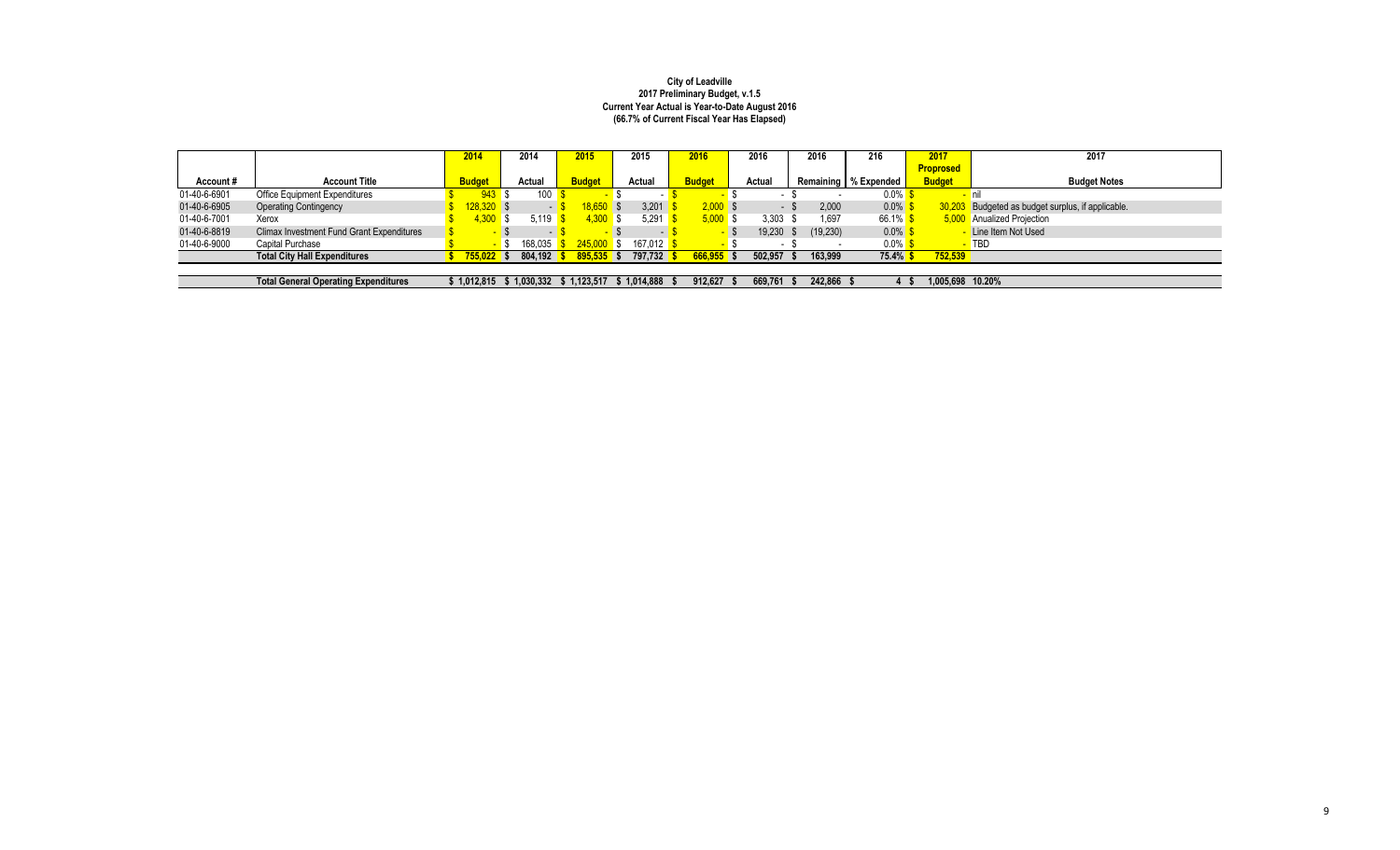**City of Leadville**
**2017 Preliminary Budget, v.1.5**
**Current Year Actual is Year-to-Date August 2016**
**(66.7% of Current Fiscal Year Has Elapsed)**

| Account # | Account Title | 2014 Budget | 2014 Actual | 2015 Budget | 2015 Actual | 2016 Budget | 2016 Actual | 2016 Remaining | 216 % Expended | 2017 Proposed Budget | 2017 Budget Notes |
|---|---|---|---|---|---|---|---|---|---|---|---|
| 01-40-6-6901 | Office Equipment Expenditures | $ 943 | $ 100 | $ - | $ - | $ - | $ - | $ - | 0.0% | $ - | nil |
| 01-40-6-6905 | Operating Contingency | $ 128,320 | $ - | $ 18,650 | $ 3,201 | $ 2,000 | $ - | $ 2,000 | 0.0% | $ 30,203 | Budgeted as budget surplus, if applicable. |
| 01-40-6-7001 | Xerox | $ 4,300 | $ 5,119 | $ 4,300 | $ 5,291 | $ 5,000 | $ 3,303 | $ 1,697 | 66.1% | $ 5,000 | Anualized Projection |
| 01-40-6-8819 | Climax Investment Fund Grant Expenditures | $ - | $ - | $ - | $ - | $ - | $ 19,230 | $ (19,230) | 0.0% | $ - | Line Item Not Used |
| 01-40-6-9000 | Capital Purchase | $ - | $ 168,035 | $ 245,000 | $ 167,012 | $ - | $ - | $ - | 0.0% | $ - | TBD |
| | **Total City Hall Expenditures** | **$ 755,022** | **$ 804,192** | **$ 895,535** | **$ 797,732** | **$ 666,955** | **$ 502,957** | **$ 163,999** | **75.4%** | **$ 752,539** | |
| | | | | | | | | | | | |
| | **Total General Operating Expenditures** | **$ 1,012,815** | **$ 1,030,332** | **$ 1,123,517** | **$ 1,014,888** | **$ 912,627** | **$ 669,761** | **$ 242,866** | **$ 4** | **$ 1,005,698** | **10.20%** |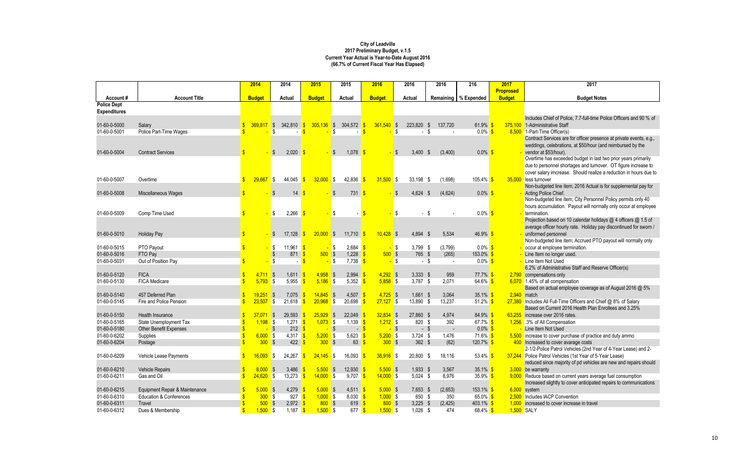**City of Leadville**
**2017 Preliminary Budget, v.1.5**
**Current Year Actual is Year-to-Date August 2016**
**(66.7% of Current Fiscal Year Has Elapsed)**

| Account # | Account Title | 2014 Budget | 2014 Actual | 2015 Budget | 2015 Actual | 2016 Budget | 2016 Actual | 2016 Remaining | 216 % Expended | 2017 Proposed Budget | 2017 Budget Notes |
|---|---|---|---|---|---|---|---|---|---|---|---|
| **Police Dept Expenditures** | | | | | | | | | | | |
| 01-60-0-5000 | Salary | $ 369,817 | $ 342,810 | $ 305,136 | $ 304,572 | $ 361,540 | $ 223,820 | $ 137,720 | 61.9% | $ 375,100 | Includes Chief of Police, 7.7-full-time Police Officers and 90 % of 1-Administrative Staff |
| 01-60-0-5001 | Police Part-Time Wages | $ - | $ - | $ - | $ - | $ - | $ - | $ - | 0.0% | $ 8,500 | 1-Part-Time Officer(s) |
| 01-60-0-5004 | Contract Services | $ - | $ 2,020 | $ - | $ 1,078 | $ - | $ 3,400 | $ (3,400) | 0.0% | $ - | Contract Services are for officer presence at private events, e.g., weddings, celebrations, at $50/hour (and reimbursed by the vendor at $53/hour). |
| 01-60-0-5007 | Overtime | $ 29,667 | $ 44,045 | $ 32,000 | $ 42,836 | $ 31,500 | $ 33,198 | $ (1,698) | 105.4% | $ 35,000 | Overtime has exceeded budget in last two prior years primarily due to personnel shortages and turnover. OT figure increase to cover salary imcrease. Should realize a reduction in hours due to less turnover |
| 01-60-0-5008 | Miscellaneous Wages | $ - | $ 14 | $ - | $ 731 | $ - | $ 4,624 | $ (4,624) | 0.0% | $ - | Non-budgeted line item; 2016 Actual is for supplemental pay for Acting Police Chief. |
| 01-60-0-5009 | Comp Time Used | $ - | $ 2,266 | $ - | $ - | $ - | $ - | $ - | 0.0% | $ - | Non-budgeted line item; City Personnel Policy permits only 40 hours accumulation. Payout will normally only occur at employee termination. |
| 01-60-0-5010 | Holiday Pay | $ - | $ 17,128 | $ 20,000 | $ 11,710 | $ 10,428 | $ 4,894 | $ 5,534 | 46.9% | $ - | Projection based on 10 calendar holidays @ 4 officers @ 1.5 of average officer hourly rate. Holiday pay discontinued for sworn / uniformed personnel |
| 01-60-0-5015 | PTO Payout | $ - | $ 11,961 | $ - | $ 2,684 | $ - | $ 3,799 | $ (3,799) | 0.0% | $ - | Non-budgeted line item; Accrued PTO payout will normally only occur at employee termination. |
| 01-60-0-5016 | FTO Pay | | $ 871 | $ 500 | $ 1,228 | $ 500 | $ 765 | $ (265) | 153.0% | $ - | Line Item no longer used. |
| 01-60-0-5031 | Out of Position Pay | $ - | $ - | $ - | $ 7,738 | $ - | $ - | $ - | 0.0% | $ - | Line Item Not Used |
| 01-60-0-5120 | FICA | $ 4,711 | $ 1,611 | $ 4,958 | $ 2,994 | $ 4,292 | $ 3,333 | $ 959 | 77.7% | $ 2,790 | 6.2% of Administrative Staff and Reserve Officer(s) compensations only |
| 01-60-0-5130 | FICA Medicare | $ 5,793 | $ 5,955 | $ 5,186 | $ 5,352 | $ 5,858 | $ 3,787 | $ 2,071 | 64.6% | $ 6,070 | 1.45% of all compensation |
| 01-60-0-5140 | 457 Deferred Plan | $ 19,251 | $ 7,075 | $ 14,845 | $ 4,507 | $ 4,725 | $ 1,661 | $ 3,064 | 35.1% | $ 2,940 | Based on actual employee coverage as of August 2016 @ 5% match |
| 01-60-0-5145 | Fire and Police Pension | $ 23,507 | $ 21,618 | $ 20,968 | $ 20,698 | $ 27,127 | $ 13,890 | $ 13,237 | 51.2% | $ 27,380 | Includes All Full-Time Officers and Chief @ 8% of Salary |
| 01-60-0-5150 | Health Insurance | $ 37,071 | $ 29,593 | $ 25,929 | $ 22,049 | $ 32,834 | $ 27,860 | $ 4,974 | 84.9% | $ 63,255 | Based on Current 2016 Health Plan Enrollees and 3.25% increase over 2016 rates. |
| 01-60-0-5165 | State Unemployment Tax | $ 1,198 | $ 1,271 | $ 1,073 | $ 1,139 | $ 1,212 | $ 820 | $ 392 | 67.7% | $ 1,256 | .3% of All Compensation |
| 01-60-0-5180 | Other Benefit Expenses | $ - | $ 212 | $ - | $ - | $ - | $ - | $ - | 0.0% | $ - | Line Item Not Used |
| 01-60-0-6202 | Supplies | $ 6,000 | $ 4,317 | $ 5,200 | $ 5,623 | $ 5,200 | $ 3,724 | $ 1,476 | 71.6% | $ 5,500 | increase to cover purchase of practice and duty ammo |
| 01-60-0-6204 | Postage | $ 300 | $ 422 | $ 300 | $ 63 | $ 300 | $ 362 | $ (62) | 120.7% | $ 400 | Increased to cover avarage costs |
| 01-60-0-6209 | Vehicle Lease Payments | $ 16,093 | $ 24,267 | $ 24,145 | $ 16,093 | $ 38,916 | $ 20,800 | $ 18,116 | 53.4% | $ 37,244 | 2-1/2-Police Patrol Vehicles (2nd Year of 4-Year Lease) and 2-Police Patrol Vehicles (1st Year of 5-Year Lease) |
| 01-60-0-6210 | Vehicle Repairs | $ 8,000 | $ 3,486 | $ 5,500 | $ 12,930 | $ 5,500 | $ 1,933 | $ 3,567 | 35.1% | $ 3,000 | reduced since majority of pd vehicles are new and repairs should be warranty |
| 01-60-0-6211 | Gas and Oil | $ 24,620 | $ 13,273 | $ 14,000 | $ 9,707 | $ 14,000 | $ 5,024 | $ 8,976 | 35.9% | $ 9,000 | Reduce based on current years average fuel consumption |
| 01-60-0-6215 | Equipment Repair & Maintenance | $ 5,000 | $ 4,279 | $ 5,000 | $ 4,511 | $ 5,000 | $ 7,653 | $ (2,653) | 153.1% | $ 6,000 | Increased slightly to cover anticipated repairs to communications system |
| 01-60-0-6310 | Education & Conferences | $ 300 | $ 927 | $ 1,000 | $ 8,030 | $ 1,000 | $ 650 | $ 350 | 65.0% | $ 2,500 | Includes IACP Convention |
| 01-60-0-6311 | Travel | $ 500 | $ 2,972 | $ 800 | $ 619 | $ 800 | $ 3,225 | $ (2,425) | 403.1% | $ 1,000 | increased to cover increase in travel |
| 01-60-0-6312 | Dues & Membership | $ 1,500 | $ 1,187 | $ 1,500 | $ 677 | $ 1,500 | $ 1,026 | $ 474 | 68.4% | $ 1,500 | SALY |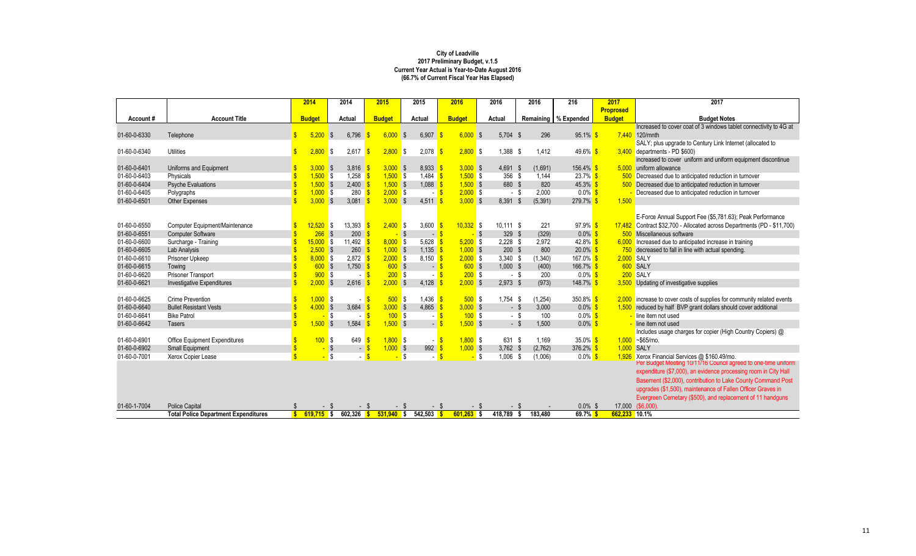**City of Leadville**
**2017 Preliminary Budget, v.1.5**
**Current Year Actual is Year-to-Date August 2016**
**(66.7% of Current Fiscal Year Has Elapsed)**

| Account # | Account Title | 2014 Budget | 2014 Actual | 2015 Budget | 2015 Actual | 2016 Budget | 2016 Actual | 2016 Remaining | 216 % Expended | 2017 Proposed Budget | 2017 Budget Notes |
|---|---|---|---|---|---|---|---|---|---|---|---|
| 01-60-6330 | Telephone | $ 5,200 | $ 6,796 | $ 6,000 | $ 6,907 | $ 6,000 | $ 5,704 | $ 296 | 95.1% | $ 7,440 | Increased to cover coat of 3 windows tablet connectivity to 4G at 120/mnth |
| 01-60-6340 | Utilities | $ 2,800 | $ 2,617 | $ 2,800 | $ 2,078 | $ 2,800 | $ 1,388 | $ 1,412 | 49.6% | $ 3,400 | SALY; plus upgrade to Century Link Internet (allocated to departments - PD $600) |
| 01-60-6401 | Uniforms and Equipment | $ 3,000 | $ 3,816 | $ 3,000 | $ 8,933 | $ 3,000 | $ 4,691 | $ (1,691) | 156.4% | $ 5,000 | increased to cover uniform and uniform equipment discontinue uniform allowance |
| 01-60-6403 | Physicals | $ 1,500 | $ 1,258 | $ 1,500 | $ 1,484 | $ 1,500 | $ 356 | $ 1,144 | 23.7% | $ 500 | Decreased due to anticipated reduction in turnover |
| 01-60-6404 | Psyche Evaluations | $ 1,500 | $ 2,400 | $ 1,500 | $ 1,088 | $ 1,500 | $ 680 | $ 820 | 45.3% | $ 500 | Decreased due to anticipated reduction in turnover |
| 01-60-6405 | Polygraphs | $ 1,000 | $ 280 | $ 2,000 | $ - | $ 2,000 | $ - | $ 2,000 | 0.0% | $ - | Decreased due to anticipated reduction in turnover |
| 01-60-6501 | Other Expenses | $ 3,000 | $ 3,081 | $ 3,000 | $ 4,511 | $ 3,000 | $ 8,391 | $ (5,391) | 279.7% | $ 1,500 | |
| 01-60-6550 | Computer Equipment/Maintenance | $ 12,520 | $ 13,393 | $ 2,400 | $ 3,600 | $ 10,332 | $ 10,111 | $ 221 | 97.9% | $ 17,482 | E-Force Annual Support Fee ($5,781.63); Peak Performance Contract $32,700 - Allocated across Departments (PD - $11,700) |
| 01-60-6551 | Computer Software | $ 266 | $ 200 | $ - | $ - | $ - | $ 329 | $ (329) | 0.0% | $ 500 | Miscellaneous software |
| 01-60-6600 | Surcharge - Training | $ 15,000 | $ 11,492 | $ 8,000 | $ 5,628 | $ 5,200 | $ 2,228 | $ 2,972 | 42.8% | $ 6,000 | Increased due to anticipated increase in training |
| 01-60-6605 | Lab Analysis | $ 2,500 | $ 260 | $ 1,000 | $ 1,135 | $ 1,000 | $ 200 | $ 800 | 20.0% | $ 750 | decreased to fall in line with actual spending. |
| 01-60-6610 | Prisoner Upkeep | $ 8,000 | $ 2,872 | $ 2,000 | $ 8,150 | $ 2,000 | $ 3,340 | $ (1,340) | 167.0% | $ 2,000 | SALY |
| 01-60-6615 | Towing | $ 600 | $ 1,750 | $ 600 | $ - | $ 600 | $ 1,000 | $ (400) | 166.7% | $ 600 | SALY |
| 01-60-6620 | Prisoner Transport | $ 900 | $ - | $ 200 | $ - | $ 200 | $ - | $ 200 | 0.0% | $ 200 | SALY |
| 01-60-6621 | Investigative Expenditures | $ 2,000 | $ 2,616 | $ 2,000 | $ 4,128 | $ 2,000 | $ 2,973 | $ (973) | 148.7% | $ 3,500 | Updating of investigative supplies |
| 01-60-6625 | Crime Prevention | $ 1,000 | $ - | $ 500 | $ 1,436 | $ 500 | $ 1,754 | $ (1,254) | 350.8% | $ 2,000 | increase to cover costs of supplies for community related events |
| 01-60-6640 | Bullet Resistant Vests | $ 4,000 | $ 3,684 | $ 3,000 | $ 4,865 | $ 3,000 | $ - | $ 3,000 | 0.0% | $ 1,500 | reduced by half BVP grant dollars should cover additional |
| 01-60-6641 | Bike Patrol | $ - | $ - | $ 100 | $ - | $ 100 | $ - | $ 100 | 0.0% | $ - | line item not used |
| 01-60-6642 | Tasers | $ 1,500 | $ 1,584 | $ 1,500 | $ - | $ 1,500 | $ - | $ 1,500 | 0.0% | $ - | line item not used |
| 01-60-6901 | Office Equipment Expenditures | $ 100 | $ 649 | $ 1,800 | $ - | $ 1,800 | $ 631 | $ 1,169 | 35.0% | $ 1,000 | Includes usage charges for copier (High Country Copiers) @ ~$65/mo. |
| 01-60-6902 | Small Equipment | $ - | $ - | $ 1,000 | $ 992 | $ 1,000 | $ 3,762 | $ (2,762) | 376.2% | $ 1,000 | SALY |
| 01-60-7001 | Xerox Copier Lease | $ - | $ - | $ - | $ - | $ - | $ 1,006 | $ (1,006) | 0.0% | $ 1,926 | Xerox Financial Services @ $160.49/mo. |
| 01-60-1-7004 | Police Capital | $ - | $ - | $ - | $ - | $ - | $ - | $ - | 0.0% | $ 17,000 | Per Budget Meeting 10/11/16 Council agreed to one-time uniform expenditure ($7,000), an evidence processing room in City Hall Basement ($2,000), contribution to Lake County Command Post upgrades ($1,500), maintenance of Fallen Officer Graves in Evergreen Cemetary ($500), and replacement of 11 handguns ($6,000). |
| | **Total Police Department Expenditures** | **$ 619,715** | **$ 602,326** | **$ 531,940** | **$ 542,503** | **$ 601,263** | **$ 418,789** | **$ 183,480** | **69.7%** | **$ 662,233** | **10.1%** |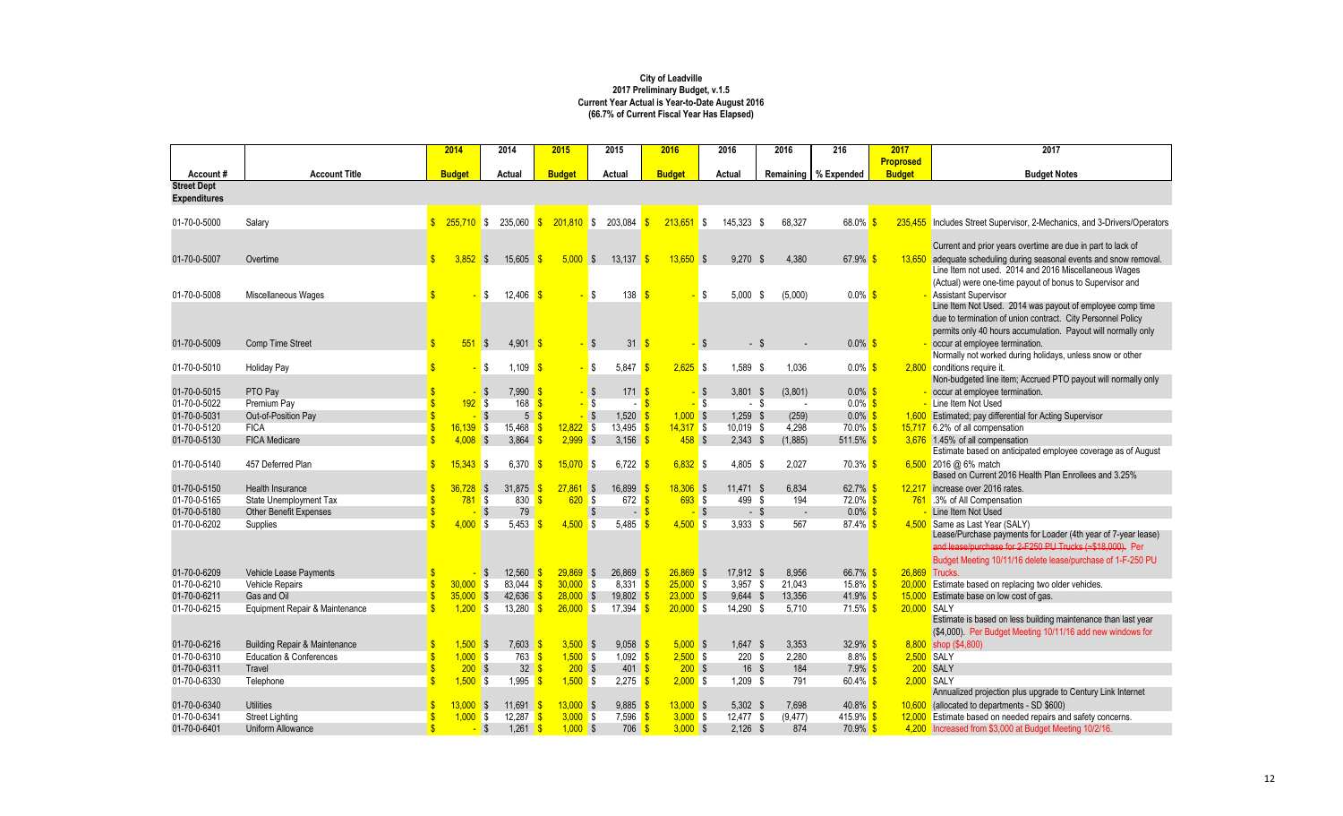**City of Leadville**
**2017 Preliminary Budget, v.1.5**
**Current Year Actual is Year-to-Date August 2016**
**(66.7% of Current Fiscal Year Has Elapsed)**

| Account # | Account Title | 2014 Budget | 2014 Actual | 2015 Budget | 2015 Actual | 2016 Budget | 2016 Actual | 2016 Remaining | 216 % Expended | 2017 Proposed Budget | 2017 Budget Notes |
|---|---|---|---|---|---|---|---|---|---|---|---|
| **Street Dept Expenditures** | | | | | | | | | | | |
| 01-70-0-5000 | Salary | $ 255,710 | $ 235,060 | $ 201,810 | $ 203,084 | $ 213,651 | $ 145,323 | $ 68,327 | 68.0% | $ 235,455 | Includes Street Supervisor, 2-Mechanics, and 3-Drivers/Operators |
| 01-70-0-5007 | Overtime | $ 3,852 | $ 15,605 | $ 5,000 | $ 13,137 | $ 13,650 | $ 9,270 | $ 4,380 | 67.9% | $ 13,650 | Current and prior years overtime are due in part to lack of adequate scheduling during seasonal events and snow removal. |
| 01-70-0-5008 | Miscellaneous Wages | $ - | $ 12,406 | $ - | $ 138 | $ - | $ 5,000 | $ (5,000) | 0.0% | $ - | Line Item not used. 2014 and 2016 Miscellaneous Wages (Actual) were one-time payout of bonus to Supervisor and Assistant Supervisor |
| 01-70-0-5009 | Comp Time Street | $ 551 | $ 4,901 | $ - | $ 31 | $ - | $ - | $ - | 0.0% | $ - | Line Item Not Used. 2014 was payout of employee comp time due to termination of union contract. City Personnel Policy permits only 40 hours accumulation. Payout will normally only occur at employee termination. |
| 01-70-0-5010 | Holiday Pay | $ - | $ 1,109 | $ - | $ 5,847 | $ 2,625 | $ 1,589 | $ 1,036 | 0.0% | $ 2,800 | Normally not worked during holidays, unless snow or other conditions require it. |
| 01-70-0-5015 | PTO Pay | $ - | $ 7,990 | $ - | $ 171 | $ - | $ 3,801 | $ (3,801) | 0.0% | $ - | Non-budgeted line item; Accrued PTO payout will normally only occur at employee termination. |
| 01-70-0-5022 | Premium Pay | $ 192 | $ 168 | $ - | $ - | $ - | $ - | $ - | 0.0% | $ - | Line Item Not Used |
| 01-70-0-5031 | Out-of-Position Pay | $ - | $ 5 | $ - | $ 1,520 | $ 1,000 | $ 1,259 | $ (259) | 0.0% | $ 1,600 | Estimated; pay differential for Acting Supervisor |
| 01-70-0-5120 | FICA | $ 16,139 | $ 15,468 | $ 12,822 | $ 13,495 | $ 14,317 | $ 10,019 | $ 4,298 | 70.0% | $ 15,717 | 6.2% of all compensation |
| 01-70-0-5130 | FICA Medicare | $ 4,008 | $ 3,864 | $ 2,999 | $ 3,156 | $ 458 | $ 2,343 | $ (1,885) | 511.5% | $ 3,676 | 1.45% of all compensation |
| 01-70-0-5140 | 457 Deferred Plan | $ 15,343 | $ 6,370 | $ 15,070 | $ 6,722 | $ 6,832 | $ 4,805 | $ 2,027 | 70.3% | $ 6,500 | Estimate based on anticipated employee coverage as of August 2016 @ 6% match |
| 01-70-0-5150 | Health Insurance | $ 36,728 | $ 31,875 | $ 27,861 | $ 16,899 | $ 18,306 | $ 11,471 | $ 6,834 | 62.7% | $ 12,217 | Based on Current 2016 Health Plan Enrollees and 3.25% increase over 2016 rates. |
| 01-70-0-5165 | State Unemployment Tax | $ 781 | $ 830 | $ 620 | $ 672 | $ 693 | $ 499 | $ 194 | 72.0% | $ 761 | .3% of All Compensation |
| 01-70-0-5180 | Other Benefit Expenses | $ - | $ 79 | | $ - | $ - | $ - | $ - | 0.0% | $ - | Line Item Not Used |
| 01-70-0-6202 | Supplies | $ 4,000 | $ 5,453 | $ 4,500 | $ 5,485 | $ 4,500 | $ 3,933 | $ 567 | 87.4% | $ 4,500 | Same as Last Year (SALY) |
| 01-70-0-6209 | Vehicle Lease Payments | $ - | $ 12,560 | $ 29,869 | $ 26,869 | $ 26,869 | $ 17,912 | $ 8,956 | 66.7% | $ 26,869 | Lease/Purchase payments for Loader (4th year of 7-year lease) ~~and lease/purchase for 2-F250 PU Trucks (~$18,000).~~ Per Budget Meeting 10/11/16 delete lease/purchase of 1-F-250 PU Trucks. |
| 01-70-0-6210 | Vehicle Repairs | $ 30,000 | $ 83,044 | $ 30,000 | $ 8,331 | $ 25,000 | $ 3,957 | $ 21,043 | 15.8% | $ 20,000 | Estimate based on replacing two older vehicles. |
| 01-70-0-6211 | Gas and Oil | $ 35,000 | $ 42,636 | $ 28,000 | $ 19,802 | $ 23,000 | $ 9,644 | $ 13,356 | 41.9% | $ 15,000 | Estimate base on low cost of gas. |
| 01-70-0-6215 | Equipment Repair & Maintenance | $ 1,200 | $ 13,280 | $ 26,000 | $ 17,394 | $ 20,000 | $ 14,290 | $ 5,710 | 71.5% | $ 20,000 | SALY |
| 01-70-0-6216 | Building Repair & Maintenance | $ 1,500 | $ 7,603 | $ 3,500 | $ 9,058 | $ 5,000 | $ 1,647 | $ 3,353 | 32.9% | $ 8,800 | Estimate is based on less building maintenance than last year ($4,000). Per Budget Meeting 10/11/16 add new windows for shop ($4,800) |
| 01-70-0-6310 | Education & Conferences | $ 1,000 | $ 763 | $ 1,500 | $ 1,092 | $ 2,500 | $ 220 | $ 2,280 | 8.8% | $ 2,500 | SALY |
| 01-70-0-6311 | Travel | $ 200 | $ 32 | $ 200 | $ 401 | $ 200 | $ 16 | $ 184 | 7.9% | $ 200 | SALY |
| 01-70-0-6330 | Telephone | $ 1,500 | $ 1,995 | $ 1,500 | $ 2,275 | $ 2,000 | $ 1,209 | $ 791 | 60.4% | $ 2,000 | SALY |
| 01-70-0-6340 | Utilities | $ 13,000 | $ 11,691 | $ 13,000 | $ 9,885 | $ 13,000 | $ 5,302 | $ 7,698 | 40.8% | $ 10,600 | Annualized projection plus upgrade to Century Link Internet (allocated to departments - SD $600) |
| 01-70-0-6341 | Street Lighting | $ 1,000 | $ 12,287 | $ 3,000 | $ 7,596 | $ 3,000 | $ 12,477 | $ (9,477) | 415.9% | $ 12,000 | Estimate based on needed repairs and safety concerns. |
| 01-70-0-6401 | Uniform Allowance | $ - | $ 1,261 | $ 1,000 | $ 706 | $ 3,000 | $ 2,126 | $ 874 | 70.9% | $ 4,200 | Increased from $3,000 at Budget Meeting 10/2/16. |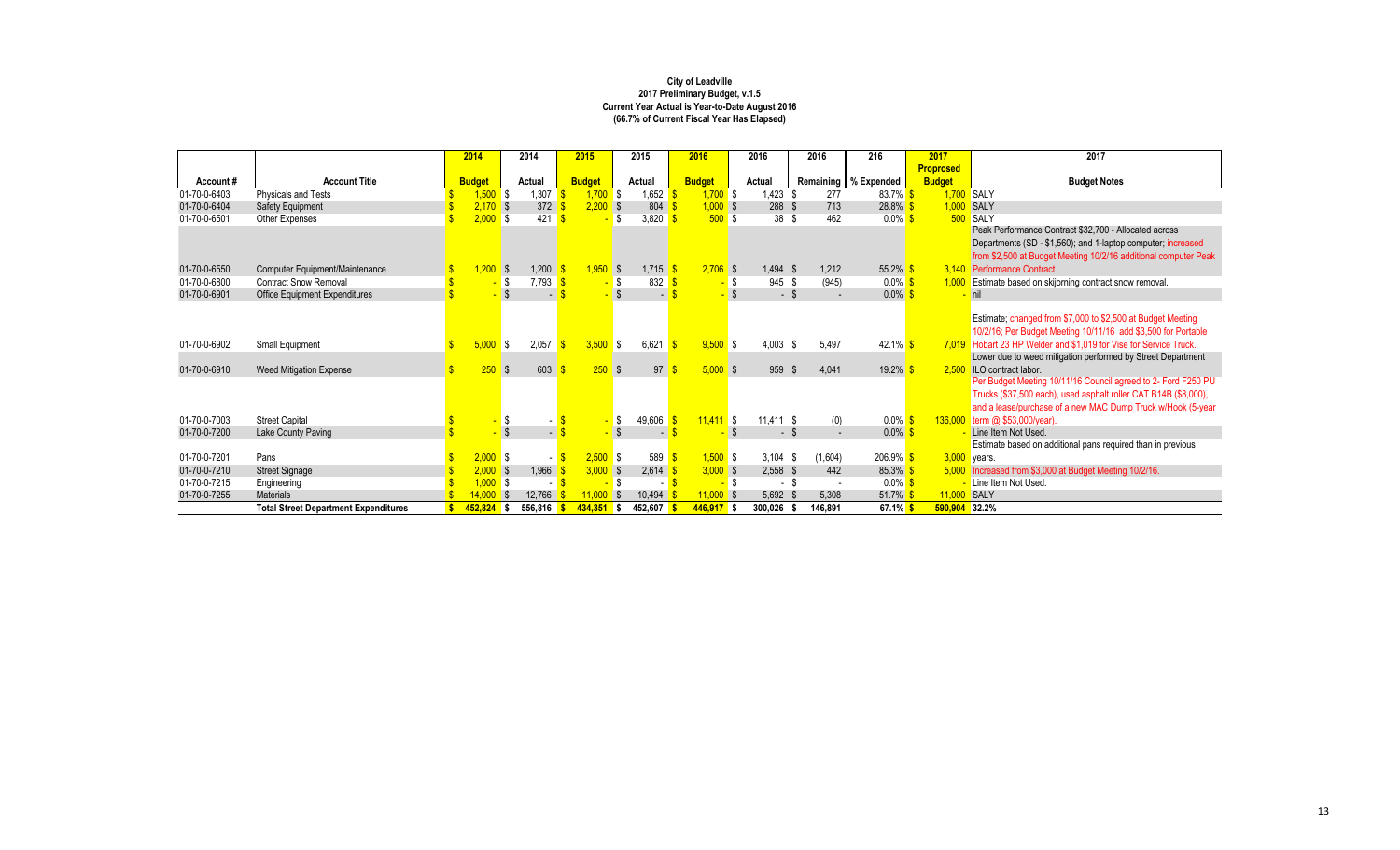**City of Leadville**
**2017 Preliminary Budget, v.1.5**
**Current Year Actual is Year-to-Date August 2016**
**(66.7% of Current Fiscal Year Has Elapsed)**

| | | 2014 | 2014 | 2015 | 2015 | 2016 | 2016 | 2016 | 216 | 2017 | 2017 |
|---|---|---|---|---|---|---|---|---|---|---|---|
| | | | | | | | | | | Proposed | |
| Account # | Account Title | Budget | Actual | Budget | Actual | Budget | Actual | Remaining | % Expended | Budget | Budget Notes |
| 01-70-0-6403 | Physicals and Tests | $ 1,500 | $ 1,307 | $ 1,700 | $ 1,652 | $ 1,700 | $ 1,423 | $ 277 | 83.7% | $ 1,700 | SALY |
| 01-70-0-6404 | Safety Equipment | $ 2,170 | $ 372 | $ 2,200 | $ 804 | $ 1,000 | $ 288 | $ 713 | 28.8% | $ 1,000 | SALY |
| 01-70-0-6501 | Other Expenses | $ 2,000 | $ 421 | $ - | $ 3,820 | $ 500 | $ 38 | $ 462 | 0.0% | $ 500 | SALY |
| 01-70-0-6550 | Computer Equipment/Maintenance | $ 1,200 | $ 1,200 | $ 1,950 | $ 1,715 | $ 2,706 | $ 1,494 | $ 1,212 | 55.2% | $ 3,140 | Peak Performance Contract $32,700 - Allocated across Departments (SD - $1,560); and 1-laptop computer; increased from $2,500 at Budget Meeting 10/2/16 additional computer Peak Performance Contract. |
| 01-70-0-6800 | Contract Snow Removal | $ - | $ 7,793 | $ - | $ 832 | $ - | $ 945 | $ (945) | 0.0% | $ 1,000 | Estimate based on skijorning contract snow removal. |
| 01-70-0-6901 | Office Equipment Expenditures | $ - | $ - | $ - | $ - | $ - | $ - | $ - | 0.0% | $ - | nil |
| 01-70-0-6902 | Small Equipment | $ 5,000 | $ 2,057 | $ 3,500 | $ 6,621 | $ 9,500 | $ 4,003 | $ 5,497 | 42.1% | $ 7,019 | Estimate; changed from $7,000 to $2,500 at Budget Meeting 10/2/16; Per Budget Meeting 10/11/16 add $3,500 for Portable Hobart 23 HP Welder and $1,019 for Vise for Service Truck. |
| 01-70-0-6910 | Weed Mitigation Expense | $ 250 | $ 603 | $ 250 | $ 97 | $ 5,000 | $ 959 | $ 4,041 | 19.2% | $ 2,500 | Lower due to weed mitigation performed by Street Department ILO contract labor. |
| 01-70-0-7003 | Street Capital | $ - | $ - | $ - | $ 49,606 | $ 11,411 | $ 11,411 | $ (0) | 0.0% | $ 136,000 | Per Budget Meeting 10/11/16 Council agreed to 2- Ford F250 PU Trucks ($37,500 each), used asphalt roller CAT B14B ($8,000), and a lease/purchase of a new MAC Dump Truck w/Hook (5-year term @ $53,000/year). |
| 01-70-0-7200 | Lake County Paving | $ - | $ - | $ - | $ - | $ - | $ - | $ - | 0.0% | $ - | Line Item Not Used. |
| 01-70-0-7201 | Pans | $ 2,000 | $ - | $ 2,500 | $ 589 | $ 1,500 | $ 3,104 | $ (1,604) | 206.9% | $ 3,000 | Estimate based on additional pans required than in previous years. |
| 01-70-0-7210 | Street Signage | $ 2,000 | $ 1,966 | $ 3,000 | $ 2,614 | $ 3,000 | $ 2,558 | $ 442 | 85.3% | $ 5,000 | Increased from $3,000 at Budget Meeting 10/2/16. |
| 01-70-0-7215 | Engineering | $ 1,000 | $ - | $ - | $ - | $ - | $ - | $ - | 0.0% | $ - | Line Item Not Used. |
| 01-70-0-7255 | Materials | $ 14,000 | $ 12,766 | $ 11,000 | $ 10,494 | $ 11,000 | $ 5,692 | $ 5,308 | 51.7% | $ 11,000 | SALY |
| | **Total Street Department Expenditures** | **$ 452,824** | **$ 556,816** | **$ 434,351** | **$ 452,607** | **$ 446,917** | **$ 300,026** | **$ 146,891** | **67.1%** | **$ 590,904** | **32.2%** |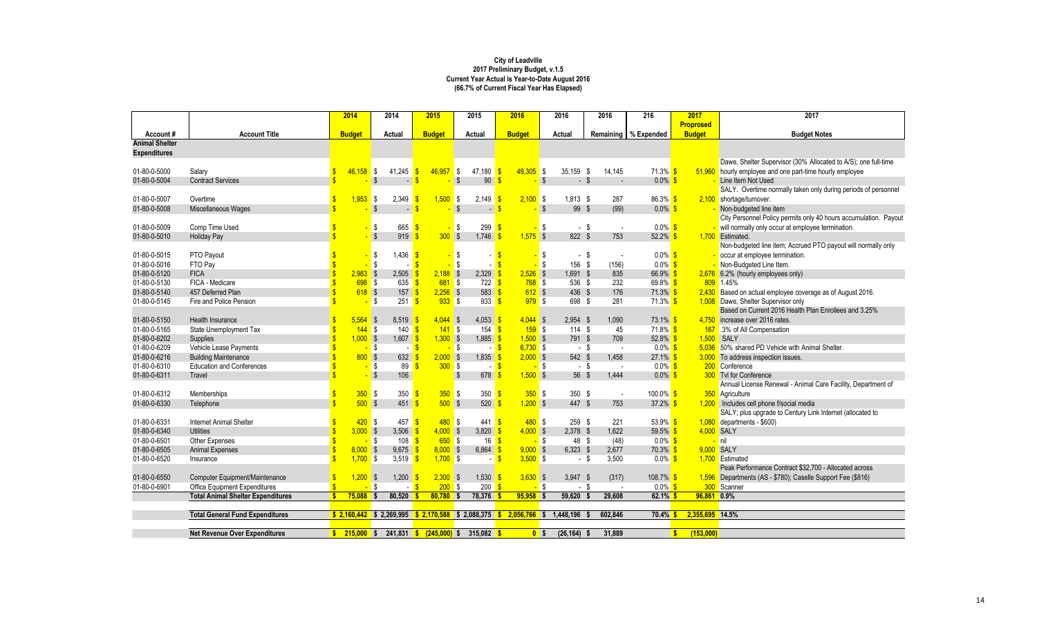**City of Leadville**
**2017 Preliminary Budget, v.1.5**
**Current Year Actual is Year-to-Date August 2016**
**(66.7% of Current Fiscal Year Has Elapsed)**

| Account # | Account Title | 2014 Budget | 2014 Actual | 2015 Budget | 2015 Actual | 2016 Budget | 2016 Actual | 2016 Remaining | 216 % Expended | 2017 Proposed Budget | 2017 Budget Notes |
|---|---|---|---|---|---|---|---|---|---|---|---|
| **Animal Shelter Expenditures** | | | | | | | | | | | |
| 01-80-0-5000 | Salary | $ 46,158 | $ 41,245 | $ 46,957 | $ 47,180 | $ 49,305 | $ 35,159 | $ 14,145 | 71.3% | $ 51,960 | Dawe, Shelter Supervisor (30% Allocated to A/S); one full-time hourly employee and one part-time hourly employee |
| 01-80-0-5004 | Contract Services | $ - | $ - | $ - | $ 90 | $ - | $ - | $ - | 0.0% | $ - | Line Item Not Used |
| 01-80-0-5007 | Overtime | $ 1,953 | $ 2,349 | $ 1,500 | $ 2,149 | $ 2,100 | $ 1,813 | $ 287 | 86.3% | $ 2,100 | SALY. Overtime normally taken only during periods of personnel shortage/turnover. |
| 01-80-0-5008 | Miscellaneous Wages | $ - | $ - | $ - | $ - | $ - | $ 99 | $ (99) | 0.0% | $ - | Non-budgeted line item |
| 01-80-0-5009 | Comp Time Used | $ - | $ 665 | $ - | $ 299 | $ - | $ - | $ - | 0.0% | $ - | City Personnel Policy permits only 40 hours accumulation. Payout will normally only occur at employee termination. |
| 01-80-0-5010 | Holiday Pay | $ - | $ 919 | $ 300 | $ 1,746 | $ 1,575 | $ 822 | $ 753 | 52.2% | $ 1,700 | Estimated. |
| 01-80-0-5015 | PTO Payout | $ - | $ 1,436 | $ - | $ - | $ - | $ - | $ - | 0.0% | $ - | Non-budgeted line item; Accrued PTO payout will normally only occur at employee termination. |
| 01-80-0-5016 | FTO Pay | $ - | $ - | $ - | $ - | $ - | $ 156 | $ (156) | 0.0% | $ - | Non-Budgeted Line Item. |
| 01-80-0-5120 | FICA | $ 2,983 | $ 2,505 | $ 2,188 | $ 2,329 | $ 2,526 | $ 1,691 | $ 835 | 66.9% | $ 2,676 | 6.2% (hourly employees only) |
| 01-80-0-5130 | FICA - Medicare | $ 698 | $ 635 | $ 681 | $ 722 | $ 768 | $ 536 | $ 232 | 69.8% | $ 809 | 1.45% |
| 01-80-0-5140 | 457 Deferred Plan | $ 618 | $ 157 | $ 2,256 | $ 583 | $ 612 | $ 436 | $ 176 | 71.3% | $ 2,430 | Based on actual employee coverage as of August 2016. |
| 01-80-0-5145 | Fire and Police Pension | $ - | $ 251 | $ 933 | $ 933 | $ 979 | $ 698 | $ 281 | 71.3% | $ 1,008 | Dawe, Shelter Supervisor only |
| 01-80-0-5150 | Health Insurance | $ 5,564 | $ 8,519 | $ 4,044 | $ 4,053 | $ 4,044 | $ 2,954 | $ 1,090 | 73.1% | $ 4,750 | Based on Current 2016 Health Plan Enrollees and 3.25% increase over 2016 rates. |
| 01-80-0-5165 | State Unemployment Tax | $ 144 | $ 140 | $ 141 | $ 154 | $ 159 | $ 114 | $ 45 | 71.8% | $ 167 | .3% of All Compensation |
| 01-80-0-6202 | Supplies | $ 1,000 | $ 1,607 | $ 1,300 | $ 1,885 | $ 1,500 | $ 791 | $ 709 | 52.8% | $ 1,500 | SALY |
| 01-80-0-6209 | Vehicle Lease Payments | $ - | $ - | $ - | $ - | $ 6,730 | $ - | $ - | 0.0% | $ 5,036 | 50% shared PD Vehicle with Animal Shelter. |
| 01-80-0-6216 | Building Maintenance | $ 800 | $ 632 | $ 2,000 | $ 1,835 | $ 2,000 | $ 542 | $ 1,458 | 27.1% | $ 3,000 | To address inspection issues. |
| 01-80-0-6310 | Education and Conferences | $ - | $ 89 | $ 300 | $ - | $ - | $ - | $ - | 0.0% | $ 200 | Conference |
| 01-80-0-6311 | Travel | $ - | $ 106 | | $ 678 | $ 1,500 | $ 56 | $ 1,444 | 0.0% | $ 300 | Tvl for Conference |
| 01-80-0-6312 | Memberships | $ 350 | $ 350 | $ 350 | $ 350 | $ 350 | $ 350 | $ - | 100.0% | $ 350 | Annual License Renewal - Animal Care Facility, Department of Agriculture |
| 01-80-0-6330 | Telephone | $ 500 | $ 451 | $ 500 | $ 520 | $ 1,200 | $ 447 | $ 753 | 37.2% | $ 1,200 | Includes cell phone f/social media |
| 01-80-0-6331 | Internet Animal Shelter | $ 420 | $ 457 | $ 480 | $ 441 | $ 480 | $ 259 | $ 221 | 53.9% | $ 1,080 | SALY; plus upgrade to Century Link Internet (allocated to departments - $600) |
| 01-80-0-6340 | Utilities | $ 3,000 | $ 3,506 | $ 4,000 | $ 3,820 | $ 4,000 | $ 2,378 | $ 1,622 | 59.5% | $ 4,000 | SALY |
| 01-80-0-6501 | Other Expenses | $ - | $ 108 | $ 650 | $ 16 | $ - | $ 48 | $ (48) | 0.0% | $ - | nil |
| 01-80-0-6505 | Animal Expenses | $ 8,000 | $ 9,675 | $ 8,000 | $ 6,864 | $ 9,000 | $ 6,323 | $ 2,677 | 70.3% | $ 9,000 | SALY |
| 01-80-0-6520 | Insurance | $ 1,700 | $ 3,519 | $ 1,700 | $ - | $ 3,500 | $ - | $ 3,500 | 0.0% | $ 1,700 | Estimated |
| 01-80-0-6550 | Computer Equipment/Maintenance | $ 1,200 | $ 1,200 | $ 2,300 | $ 1,530 | $ 3,630 | $ 3,947 | $ (317) | 108.7% | $ 1,596 | Peak Performance Contract $32,700 - Allocated across Departments (AS - $780); Caselle Support Fee ($816) |
| 01-80-0-6901 | Office Equipment Expenditures | $ - | $ - | $ 200 | $ 200 | $ - | $ - | $ - | 0.0% | $ 300 | Scanner |
| | **Total Animal Shelter Expenditures** | **$ 75,088** | **$ 80,520** | **$ 80,780** | **$ 78,376** | **$ 95,958** | **$ 59,620** | **$ 29,608** | **62.1%** | **$ 96,861** | **0.9%** |
| | **Total General Fund Expenditures** | **$ 2,160,442** | **$ 2,269,995** | **$ 2,170,588** | **$ 2,088,375** | **$ 2,056,766** | **$ 1,448,196** | **$ 602,846** | **70.4%** | **$ 2,355,695** | **14.5%** |
| | **Net Revenue Over Expenditures** | **$ 215,000** | **$ 241,831** | **$ (245,000)** | **$ 315,082** | **$ 0** | **$ (26,164)** | **$ 31,889** | | **$ (153,000)** | |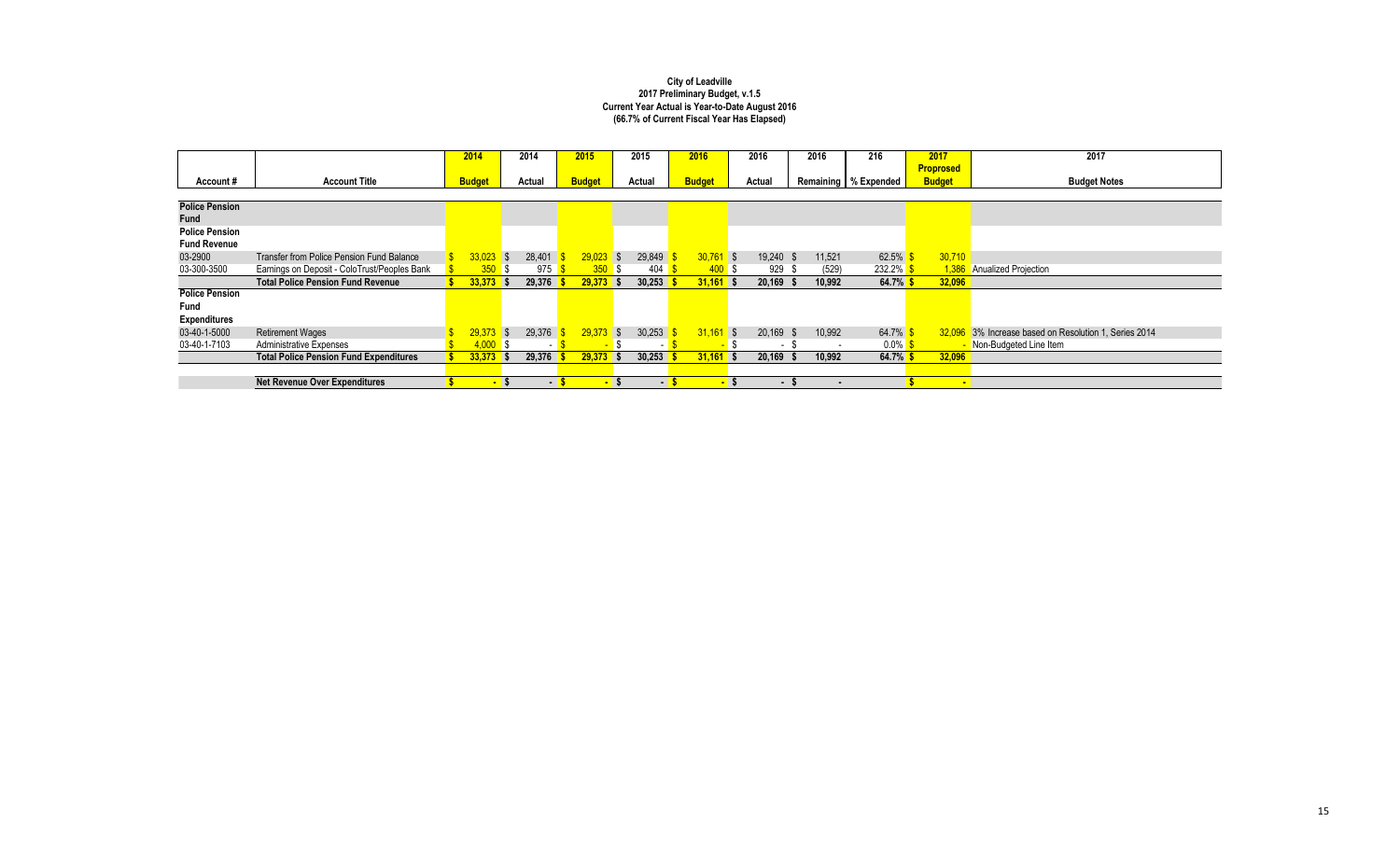**City of Leadville**
**2017 Preliminary Budget, v.1.5**
**Current Year Actual is Year-to-Date August 2016**
**(66.7% of Current Fiscal Year Has Elapsed)**

| Account # | Account Title | 2014 Budget | 2014 Actual | 2015 Budget | 2015 Actual | 2016 Budget | 2016 Actual | 2016 Remaining | 216 % Expended | 2017 Proprosed Budget | 2017 Budget Notes |
|---|---|---|---|---|---|---|---|---|---|---|---|
| **Police Pension Fund** | | | | | | | | | | | |
| **Police Pension Fund Revenue** | | | | | | | | | | | |
| 03-2900 | Transfer from Police Pension Fund Balance | $ 33,023 | $ 28,401 | $ 29,023 | $ 29,849 | $ 30,761 | $ 19,240 | $ 11,521 | 62.5% | $ 30,710 | |
| 03-300-3500 | Earnings on Deposit - ColoTrust/Peoples Bank | $ 350 | $ 975 | $ 350 | $ 404 | $ 400 | $ 929 | $ (529) | 232.2% | $ 1,386 | Anualized Projection |
| | **Total Police Pension Fund Revenue** | **$ 33,373** | **$ 29,376** | **$ 29,373** | **$ 30,253** | **$ 31,161** | **$ 20,169** | **$ 10,992** | **64.7%** | **$ 32,096** | |
| **Police Pension Fund Expenditures** | | | | | | | | | | | |
| 03-40-1-5000 | Retirement Wages | $ 29,373 | $ 29,376 | $ 29,373 | $ 30,253 | $ 31,161 | $ 20,169 | $ 10,992 | 64.7% | $ 32,096 | 3% Increase based on Resolution 1, Series 2014 |
| 03-40-1-7103 | Administrative Expenses | $ 4,000 | $ - | $ - | $ - | $ - | $ - | $ - | 0.0% | $ - | Non-Budgeted Line Item |
| | **Total Police Pension Fund Expenditures** | **$ 33,373** | **$ 29,376** | **$ 29,373** | **$ 30,253** | **$ 31,161** | **$ 20,169** | **$ 10,992** | **64.7%** | **$ 32,096** | |
| | **Net Revenue Over Expenditures** | **$ -** | **$ -** | **$ -** | **$ -** | **$ -** | **$ -** | **$ -** | | **$ -** | |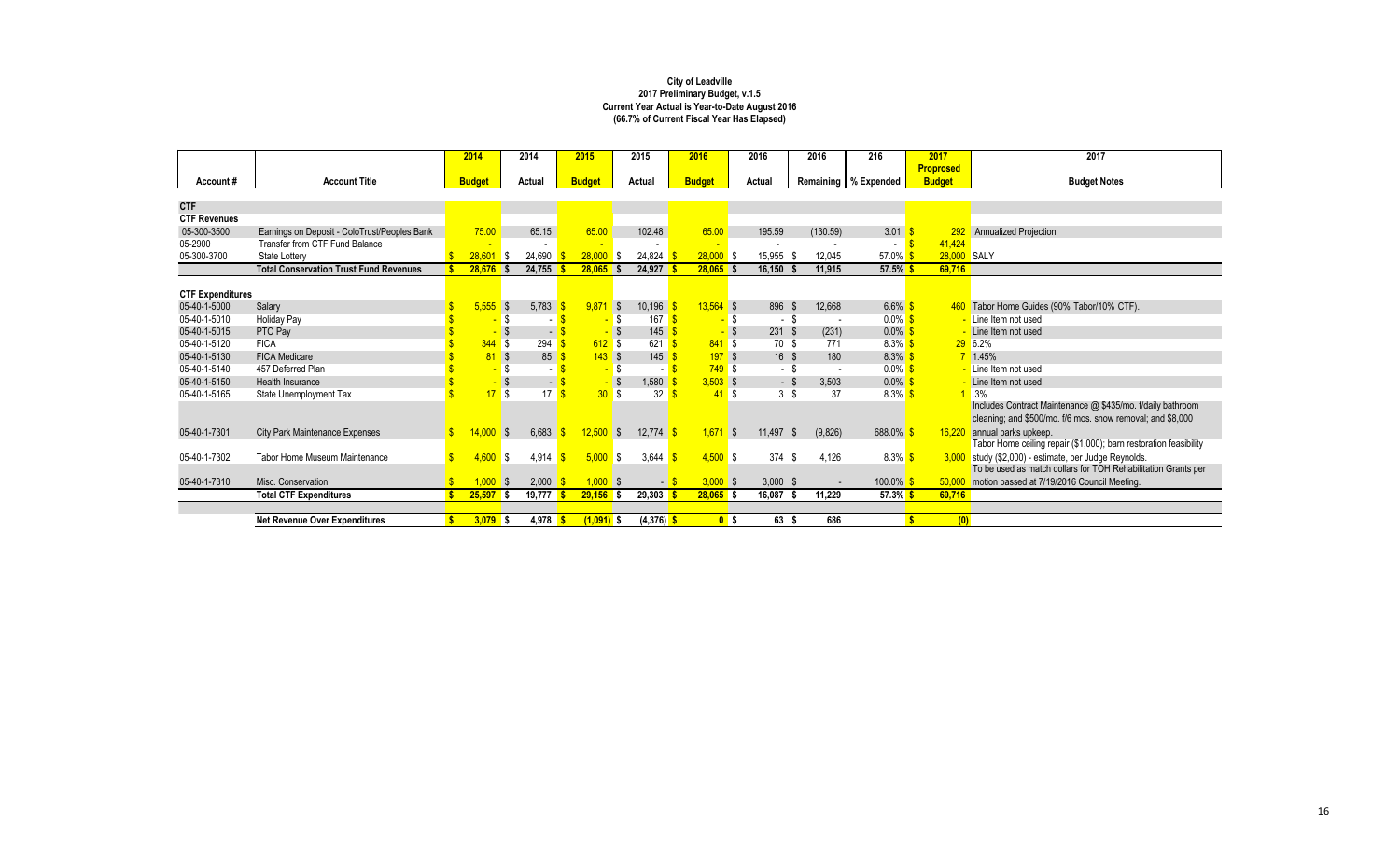**City of Leadville**
**2017 Preliminary Budget, v.1.5**
**Current Year Actual is Year-to-Date August 2016**
**(66.7% of Current Fiscal Year Has Elapsed)**

| Account # | Account Title | 2014 Budget | 2014 Actual | 2015 Budget | 2015 Actual | 2016 Budget | 2016 Actual | 2016 Remaining | 216 % Expended | 2017 Proprosed Budget | 2017 Budget Notes |
|---|---|---|---|---|---|---|---|---|---|---|---|
| **CTF** | | | | | | | | | | | |
| **CTF Revenues** | | | | | | | | | | | |
| 05-300-3500 | Earnings on Deposit - ColoTrust/Peoples Bank | 75.00 | 65.15 | 65.00 | 102.48 | 65.00 | 195.59 | (130.59) | 3.01 | $ 292 | Annualized Projection |
| 05-2900 | Transfer from CTF Fund Balance | - | - | - | - | - | - | - | - | $ 41,424 | |
| 05-300-3700 | State Lottery | $ 28,601 | $ 24,690 | $ 28,000 | $ 24,824 | $ 28,000 | $ 15,955 | $ 12,045 | 57.0% | $ 28,000 | SALY |
| | **Total Conservation Trust Fund Revenues** | **$ 28,676** | **$ 24,755** | **$ 28,065** | **$ 24,927** | **$ 28,065** | **$ 16,150** | **$ 11,915** | **57.5%** | **$ 69,716** | |
| **CTF Expenditures** | | | | | | | | | | | |
| 05-40-1-5000 | Salary | $ 5,555 | $ 5,783 | $ 9,871 | $ 10,196 | $ 13,564 | $ 896 | $ 12,668 | 6.6% | $ 460 | Tabor Home Guides (90% Tabor/10% CTF). |
| 05-40-1-5010 | Holiday Pay | $ - | $ - | $ - | $ 167 | $ - | $ - | $ - | 0.0% | $ - | Line Item not used |
| 05-40-1-5015 | PTO Pay | $ - | $ - | $ - | $ 145 | $ - | $ 231 | $ (231) | 0.0% | $ - | Line Item not used |
| 05-40-1-5120 | FICA | $ 344 | $ 294 | $ 612 | $ 621 | $ 841 | $ 70 | $ 771 | 8.3% | $ 29 | 6.2% |
| 05-40-1-5130 | FICA Medicare | $ 81 | $ 85 | $ 143 | $ 145 | $ 197 | $ 16 | $ 180 | 8.3% | $ 7 | 1.45% |
| 05-40-1-5140 | 457 Deferred Plan | $ - | $ - | $ - | $ - | $ 749 | $ - | $ - | 0.0% | $ - | Line Item not used |
| 05-40-1-5150 | Health Insurance | $ - | $ - | $ - | $ 1,580 | $ 3,503 | $ - | $ 3,503 | 0.0% | $ - | Line Item not used |
| 05-40-1-5165 | State Unemployment Tax | $ 17 | $ 17 | $ 30 | $ 32 | $ 41 | $ 3 | $ 37 | 8.3% | $ 1 | .3% |
| 05-40-1-7301 | City Park Maintenance Expenses | $ 14,000 | $ 6,683 | $ 12,500 | $ 12,774 | $ 1,671 | $ 11,497 | $ (9,826) | 688.0% | $ 16,220 | Includes Contract Maintenance @ $435/mo. f/daily bathroom cleaning; and $500/mo. f/6 mos. snow removal; and $8,000 annual parks upkeep. |
| 05-40-1-7302 | Tabor Home Museum Maintenance | $ 4,600 | $ 4,914 | $ 5,000 | $ 3,644 | $ 4,500 | $ 374 | $ 4,126 | 8.3% | $ 3,000 | Tabor Home ceiling repair ($1,000); barn restoration feasibility study ($2,000) - estimate, per Judge Reynolds. |
| 05-40-1-7310 | Misc. Conservation | $ 1,000 | $ 2,000 | $ 1,000 | $ - | $ 3,000 | $ 3,000 | $ - | 100.0% | $ 50,000 | To be used as match dollars for TOH Rehabilitation Grants per motion passed at 7/19/2016 Council Meeting. |
| | **Total CTF Expenditures** | **$ 25,597** | **$ 19,777** | **$ 29,156** | **$ 29,303** | **$ 28,065** | **$ 16,087** | **$ 11,229** | **57.3%** | **$ 69,716** | |
| | **Net Revenue Over Expenditures** | **$ 3,079** | **$ 4,978** | **$ (1,091)** | **$ (4,376)** | **$ 0** | **$ 63** | **$ 686** | | **$ (0)** | |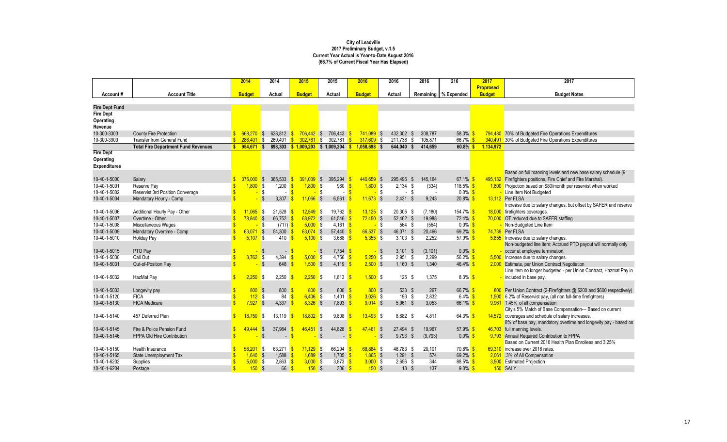**City of Leadville**
**2017 Preliminary Budget, v.1.5**
**Current Year Actual is Year-to-Date August 2016**
**(66.7% of Current Fiscal Year Has Elapsed)**

| Account # | Account Title | 2014 Budget | 2014 Actual | 2015 Budget | 2015 Actual | 2016 Budget | 2016 Actual | 2016 Remaining | 216 % Expended | 2017 Proposed Budget | 2017 Budget Notes |
|---|---|---|---|---|---|---|---|---|---|---|---|
| **Fire Dept Fund** | | | | | | | | | | | |
| **Fire Dept Operating Revenue** | | | | | | | | | | | |
| 10-300-3300 | County Fire Protection | $ 668,270 | $ 628,812 | $ 706,442 | $ 706,443 | $ 741,089 | $ 432,302 | $ 308,787 | 58.3% | $ 794,480 | 70% of Budgeted Fire Operations Expenditures |
| 10-300-3900 | Transfer from General Fund | $ 286,401 | $ 269,491 | $ 302,761 | $ 302,761 | $ 317,609 | $ 211,738 | $ 105,871 | 66.7% | $ 340,491 | 30% of Budgeted Fire Operations Expenditures |
| | **Total Fire Department Fund Revenues** | **$ 954,671** | **$ 898,303** | **$ 1,009,203** | **$ 1,009,204** | **$ 1,058,698** | **$ 644,040** | **$ 414,659** | **60.8%** | **$ 1,134,972** | |
| **Fire Dept Operating Expenditures** | | | | | | | | | | | |
| 10-40-1-5000 | Salary | $ 375,000 | $ 365,533 | $ 391,039 | $ 395,294 | $ 440,659 | $ 295,495 | $ 145,164 | 67.1% | $ 495,132 | Based on full manning levels and new base salary schedule (9 Firefighters positions, Fire Chief and Fire Marshal). |
| 10-40-1-5001 | Reserve Pay | $ 1,800 | $ 1,200 | $ 1,800 | $ 960 | $ 1,800 | $ 2,134 | $ (334) | 118.5% | $ 1,800 | Projection based on $80/month per reservist when worked |
| 10-40-1-5002 | Reservist 3rd Position Converage | $ - | $ - | $ - | $ - | $ - | $ - | $ - | 0.0% | $ - | Line Item Not Budgeted |
| 10-40-1-5004 | Mandatory Hourly - Comp | $ - | $ 3,307 | $ 11,066 | $ 6,561 | $ 11,673 | $ 2,431 | $ 9,243 | 20.8% | $ 13,112 | Per FLSA |
| 10-40-1-5006 | Additional Hourly Pay - Other | $ 11,065 | $ 21,528 | $ 12,549 | $ 19,762 | $ 13,125 | $ 20,305 | $ (7,180) | 154.7% | $ 18,000 | Increase due to salary changes, but offset by SAFER and reserve firefighters coverages. |
| 10-40-1-5007 | Overtime - Other | $ 78,840 | $ 66,752 | $ 68,972 | $ 61,546 | $ 72,450 | $ 52,462 | $ 19,988 | 72.4% | $ 70,000 | OT reduced due to SAFER staffing |
| 10-40-1-5008 | Miscellaneous Wages | $ - | $ (717) | $ 5,000 | $ 4,161 | $ - | $ 564 | $ (564) | 0.0% | $ - | Non-Budgeted Line Item |
| 10-40-1-5009 | Mandatory Overtime - Comp | $ 63,071 | $ 54,300 | $ 63,074 | $ 57,440 | $ 66,537 | $ 46,071 | $ 20,466 | 69.2% | $ 74,739 | Per FLSA |
| 10-40-1-5010 | Holiday Pay | $ 5,107 | $ 410 | $ 5,100 | $ 3,688 | $ 5,355 | $ 3,103 | $ 2,252 | 57.9% | $ 5,855 | Increase due to salary changes. |
| 10-40-1-5015 | PTO Pay | $ - | $ - | $ - | $ 7,754 | $ - | $ 3,101 | $ (3,101) | 0.0% | $ - | Non-budgeted line item; Accrued PTO payout will normally only occur at employee termination. |
| 10-40-1-5030 | Call Out | $ 3,762 | $ 4,394 | $ 5,000 | $ 4,756 | $ 5,250 | $ 2,951 | $ 2,299 | 56.2% | $ 5,500 | Increase due to salary changes. |
| 10-40-1-5031 | Out-of-Position Pay | $ - | $ 648 | $ 1,500 | $ 4,119 | $ 2,500 | $ 1,160 | $ 1,340 | 46.4% | $ 2,000 | Estimate, per Union Contract Negotiation |
| 10-40-1-5032 | HazMat Pay | $ 2,250 | $ 2,250 | $ 2,250 | $ 1,813 | $ 1,500 | $ 125 | $ 1,375 | 8.3% | $ - | Line item no longer budgeted - per Union Contract, Hazmat Pay in included in base pay. |
| 10-40-1-5033 | Longevity pay | $ 800 | $ 800 | $ 800 | $ 800 | $ 800 | $ 533 | $ 267 | 66.7% | $ 800 | Per Union Contract (2-Firefighters @ $200 and $600 respectively) |
| 10-40-1-5120 | FICA | $ 112 | $ 84 | $ 6,406 | $ 1,401 | $ 3,026 | $ 193 | $ 2,832 | 6.4% | $ 1,500 | 6.2% of Reservist pay, (all non full-time firefighters) |
| 10-40-1-5130 | FICA Medicare | $ 7,927 | $ 4,337 | $ 8,326 | $ 7,893 | $ 9,014 | $ 5,961 | $ 3,053 | 66.1% | $ 9,961 | 1.45% of all compensation |
| 10-40-1-5140 | 457 Deferred Plan | $ 18,750 | $ 13,119 | $ 18,802 | $ 9,808 | $ 13,493 | $ 8,682 | $ 4,811 | 64.3% | $ 14,572 | City's 5% Match of Base Compensation--- Based on current coverages and schedule of salary increases. |
| 10-40-1-5145 | Fire & Police Pension Fund | $ 49,444 | $ 37,984 | $ 46,451 | $ 44,828 | $ 47,461 | $ 27,494 | $ 19,967 | 57.9% | $ 46,703 | 8% of base pay, mandatory overtime and longevity pay - based on full manning levels. |
| 10-40-1-5146 | FPPA Old Hire Contribution | $ - | $ - | $ - | $ - | $ - | $ 9,793 | $ (9,793) | 0.0% | $ 9,793 | Annual Required Contribution to FPPA |
| 10-40-1-5150 | Health Insurance | $ 58,201 | $ 63,271 | $ 71,129 | $ 66,294 | $ 68,884 | $ 48,783 | $ 20,101 | 70.8% | $ 69,310 | Based on Current 2016 Health Plan Enrollees and 3.25% increase over 2016 rates. |
| 10-40-1-5165 | State Unemployment Tax | $ 1,640 | $ 1,588 | $ 1,689 | $ 1,705 | $ 1,865 | $ 1,291 | $ 574 | 69.2% | $ 2,061 | .3% of All Compensation |
| 10-40-1-6202 | Supplies | $ 5,000 | $ 2,863 | $ 3,000 | $ 3,873 | $ 3,000 | $ 2,656 | $ 344 | 88.5% | $ 3,500 | Estimated Projection |
| 10-40-1-6204 | Postage | $ 150 | $ 66 | $ 150 | $ 306 | $ 150 | $ 13 | $ 137 | 9.0% | $ 150 | SALY |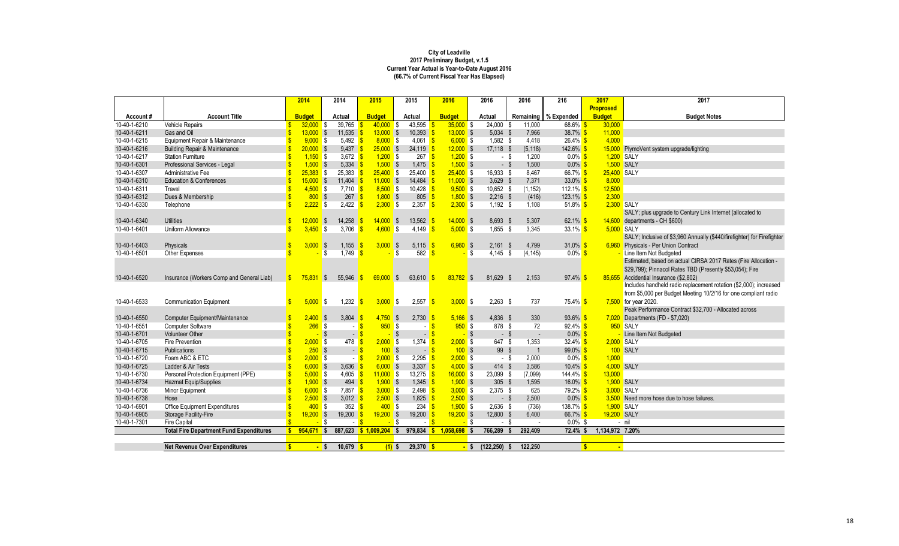**City of Leadville**
**2017 Preliminary Budget, v.1.5**
**Current Year Actual is Year-to-Date August 2016**
**(66.7% of Current Fiscal Year Has Elapsed)**

| Account # | Account Title | 2014 Budget | 2014 Actual | 2015 Budget | 2015 Actual | 2016 Budget | 2016 Actual | 2016 Remaining | 216 % Expended | 2017 Proposed Budget | 2017 Budget Notes |
|---|---|---|---|---|---|---|---|---|---|---|---|
| 10-40-1-6210 | Vehicle Repairs | $ 32,000 | $ 39,765 | $ 40,000 | $ 43,595 | $ 35,000 | $ 24,000 | $ 11,000 | 68.6% | $ 30,000 | |
| 10-40-1-6211 | Gas and Oil | $ 13,000 | $ 11,535 | $ 13,000 | $ 10,393 | $ 13,000 | $ 5,034 | $ 7,966 | 38.7% | $ 11,000 | |
| 10-40-1-6215 | Equipment Repair & Maintenance | $ 9,000 | $ 5,492 | $ 8,000 | $ 4,061 | $ 6,000 | $ 1,582 | $ 4,418 | 26.4% | $ 4,000 | |
| 10-40-1-6216 | Building Repair & Maintenance | $ 20,000 | $ 9,437 | $ 25,000 | $ 24,119 | $ 12,000 | $ 17,118 | $ (5,118) | 142.6% | $ 15,000 | PlymoVent system upgrade/lighting |
| 10-40-1-6217 | Station Furniture | $ 1,150 | $ 3,672 | $ 1,200 | $ 267 | $ 1,200 | $ - | $ 1,200 | 0.0% | $ 1,200 | SALY |
| 10-40-1-6301 | Professional Services - Legal | $ 1,500 | $ 5,334 | $ 1,500 | $ 1,475 | $ 1,500 | $ - | $ 1,500 | 0.0% | $ 1,500 | SALY |
| 10-40-1-6307 | Administrative Fee | $ 25,383 | $ 25,383 | $ 25,400 | $ 25,400 | $ 25,400 | $ 16,933 | $ 8,467 | 66.7% | $ 25,400 | SALY |
| 10-40-1-6310 | Education & Conferences | $ 15,000 | $ 11,404 | $ 11,000 | $ 14,484 | $ 11,000 | $ 3,629 | $ 7,371 | 33.0% | $ 8,000 | |
| 10-40-1-6311 | Travel | $ 4,500 | $ 7,710 | $ 8,500 | $ 10,428 | $ 9,500 | $ 10,652 | $ (1,152) | 112.1% | $ 12,500 | |
| 10-40-1-6312 | Dues & Membership | $ 800 | $ 267 | $ 1,800 | $ 805 | $ 1,800 | $ 2,216 | $ (416) | 123.1% | $ 2,300 | |
| 10-40-1-6330 | Telephone | $ 2,222 | $ 2,422 | $ 2,300 | $ 2,357 | $ 2,300 | $ 1,192 | $ 1,108 | 51.8% | $ 2,300 | SALY |
| 10-40-1-6340 | Utilities | $ 12,000 | $ 14,258 | $ 14,000 | $ 13,562 | $ 14,000 | $ 8,693 | $ 5,307 | 62.1% | $ 14,600 | SALY; plus upgrade to Century Link Internet (allocated to departments - CH $600) |
| 10-40-1-6401 | Uniform Allowance | $ 3,450 | $ 3,706 | $ 4,600 | $ 4,149 | $ 5,000 | $ 1,655 | $ 3,345 | 33.1% | $ 5,000 | SALY |
| 10-40-1-6403 | Physicals | $ 3,000 | $ 1,155 | $ 3,000 | $ 5,115 | $ 6,960 | $ 2,161 | $ 4,799 | 31.0% | $ 6,960 | SALY; Inclusive of $3,960 Annually ($440/firefighter) for Firefighter Physicals - Per Union Contract |
| 10-40-1-6501 | Other Expenses | $ - | $ 1,749 | $ - | $ 582 | $ - | $ 4,145 | $ (4,145) | 0.0% | $ - | Line Item Not Budgeted |
| 10-40-1-6520 | Insurance (Workers Comp and General Liab) | $ 75,831 | $ 55,946 | $ 69,000 | $ 63,610 | $ 83,782 | $ 81,629 | $ 2,153 | 97.4% | $ 85,655 | Estimated, based on actual CIRSA 2017 Rates (Fire Allocation - $29,799); Pinnacol Rates TBD (Presently $53,054); Fire Accidential Insurance ($2,802) |
| 10-40-1-6533 | Communication Equipment | $ 5,000 | $ 1,232 | $ 3,000 | $ 2,557 | $ 3,000 | $ 2,263 | $ 737 | 75.4% | $ 7,500 | Includes handheld radio replacement rotation ($2,000); increased from $5,000 per Budget Meeting 10/2/16 for one compliant radio for year 2020. |
| 10-40-1-6550 | Computer Equipment/Maintenance | $ 2,400 | $ 3,804 | $ 4,750 | $ 2,730 | $ 5,166 | $ 4,836 | $ 330 | 93.6% | $ 7,020 | Peak Performance Contract $32,700 - Allocated across Departments (FD - $7,020) |
| 10-40-1-6551 | Computer Software | $ 266 | $ - | $ 950 | $ - | $ 950 | $ 878 | $ 72 | 92.4% | $ 950 | SALY |
| 10-40-1-6701 | Volunteer Other | $ - | $ - | $ - | $ - | $ - | $ - | $ - | 0.0% | $ - | Line Item Not Budgeted |
| 10-40-1-6705 | Fire Prevention | $ 2,000 | $ 478 | $ 2,000 | $ 1,374 | $ 2,000 | $ 647 | $ 1,353 | 32.4% | $ 2,000 | SALY |
| 10-40-1-6715 | Publications | $ 250 | $ - | $ 100 | $ - | $ 100 | $ 99 | $ 1 | 99.0% | $ 100 | SALY |
| 10-40-1-6720 | Foam ABC & ETC | $ 2,000 | $ - | $ 2,000 | $ 2,295 | $ 2,000 | $ - | $ 2,000 | 0.0% | $ 1,000 | |
| 10-40-1-6725 | Ladder & Air Tests | $ 6,000 | $ 3,636 | $ 6,000 | $ 3,337 | $ 4,000 | $ 414 | $ 3,586 | 10.4% | $ 4,000 | SALY |
| 10-40-1-6730 | Personal Protection Equipment (PPE) | $ 5,000 | $ 4,605 | $ 11,000 | $ 13,275 | $ 16,000 | $ 23,099 | $ (7,099) | 144.4% | $ 13,000 | |
| 10-40-1-6734 | Hazmat Equip/Supplies | $ 1,900 | $ 494 | $ 1,900 | $ 1,345 | $ 1,900 | $ 305 | $ 1,595 | 16.0% | $ 1,900 | SALY |
| 10-40-1-6736 | Minor Equipment | $ 6,000 | $ 7,857 | $ 3,000 | $ 2,498 | $ 3,000 | $ 2,375 | $ 625 | 79.2% | $ 3,000 | SALY |
| 10-40-1-6738 | Hose | $ 2,500 | $ 3,012 | $ 2,500 | $ 1,825 | $ 2,500 | $ - | $ 2,500 | 0.0% | $ 3,500 | Need more hose due to hose failures. |
| 10-40-1-6901 | Office Equipment Expenditures | $ 400 | $ 352 | $ 400 | $ 234 | $ 1,900 | $ 2,636 | $ (736) | 138.7% | $ 1,900 | SALY |
| 10-40-1-6905 | Storage Facility-Fire | $ 19,200 | $ 19,200 | $ 19,200 | $ 19,200 | $ 19,200 | $ 12,800 | $ 6,400 | 66.7% | $ 19,200 | SALY |
| 10-40-1-7301 | Fire Capital | $ - | $ - | $ - | $ - | $ - | $ - | $ - | 0.0% | $ - | nil |
| | **Total Fire Department Fund Expenditures** | **$ 954,671** | **$ 887,623** | **$ 1,009,204** | **$ 979,834** | **$ 1,058,698** | **$ 766,289** | **$ 292,409** | **72.4%** | **$ 1,134,972** | **7.20%** |
| | | | | | | | | | | | |
| | **Net Revenue Over Expenditures** | **$ -** | **$ 10,679** | **$ (1)** | **$ 29,370** | **$ -** | **$ (122,250)** | **$ 122,250** | | **$ -** | |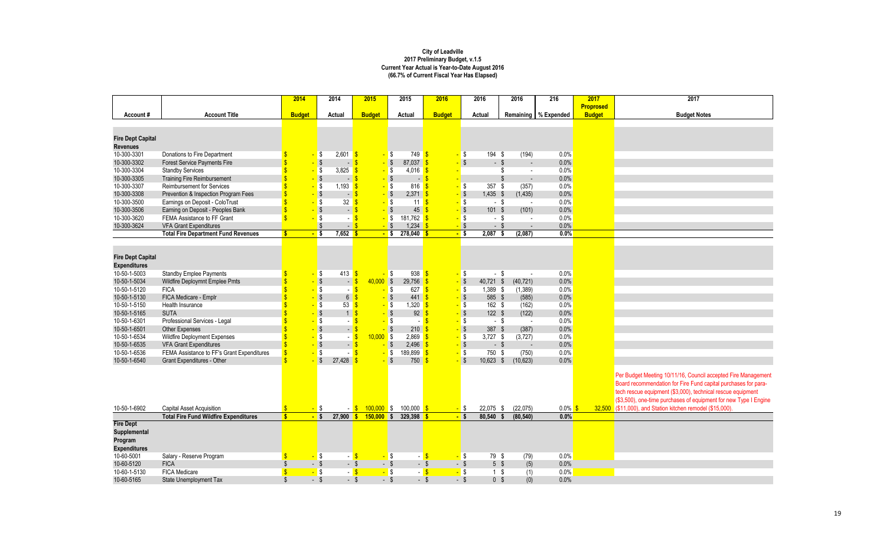**City of Leadville**
**2017 Preliminary Budget, v.1.5**
**Current Year Actual is Year-to-Date August 2016**
**(66.7% of Current Fiscal Year Has Elapsed)**

| Account # | Account Title | 2014 Budget | 2014 Actual | 2015 Budget | 2015 Actual | 2016 Budget | 2016 Actual | 2016 Remaining | 216 % Expended | 2017 Proposed Budget | 2017 Budget Notes |
|---|---|---|---|---|---|---|---|---|---|---|---|
| **Fire Dept Capital Revenues** | | | | | | | | | | | |
| 10-300-3301 | Donations to Fire Department | $ - | $ 2,601 | $ - | $ 749 | $ - | $ 194 | $ (194) | 0.0% | | |
| 10-300-3302 | Forest Service Payments Fire | $ - | $ - | $ - | $ 87,037 | $ - | $ - | $ - | 0.0% | | |
| 10-300-3304 | Standby Services | $ - | $ 3,825 | $ - | $ 4,016 | $ - | | $ - | 0.0% | | |
| 10-300-3305 | Training Fire Reimbursement | $ - | $ - | $ - | $ - | $ - | | $ - | 0.0% | | |
| 10-300-3307 | Reimbursement for Services | $ - | $ 1,193 | $ - | $ 816 | $ - | $ 357 | $ (357) | 0.0% | | |
| 10-300-3308 | Prevention & Inspection Program Fees | $ - | $ - | $ - | $ 2,371 | $ - | $ 1,435 | $ (1,435) | 0.0% | | |
| 10-300-3500 | Earnings on Deposit - ColoTrust | $ - | $ 32 | $ - | $ 11 | $ - | $ - | $ - | 0.0% | | |
| 10-300-3506 | Earning on Deposit - Peoples Bank | $ - | $ - | $ - | $ 45 | $ - | $ 101 | $ (101) | 0.0% | | |
| 10-300-3620 | FEMA Assistance to FF Grant | $ - | $ - | $ - | $ 181,762 | $ - | $ - | $ - | 0.0% | | |
| 10-300-3624 | VFA Grant Expenditures | | $ - | $ - | $ 1,234 | $ - | $ - | $ - | 0.0% | | |
| | **Total Fire Department Fund Revenues** | **$ -** | **$ 7,652** | **$ -** | **$ 278,040** | **$ -** | **$ 2,087** | **$ (2,087)** | **0.0%** | | |
| **Fire Dept Capital Expenditures** | | | | | | | | | | | |
| 10-50-1-5003 | Standby Emplee Payments | $ - | $ 413 | $ - | $ 938 | $ - | $ - | $ - | 0.0% | | |
| 10-50-1-5034 | Wildfire Deploymnt Emplee Pmts | $ - | $ - | $ 40,000 | $ 29,756 | $ - | $ 40,721 | $ (40,721) | 0.0% | | |
| 10-50-1-5120 | FICA | $ - | $ - | $ - | $ 627 | $ - | $ 1,389 | $ (1,389) | 0.0% | | |
| 10-50-1-5130 | FICA Medicare - Emplr | $ - | $ 6 | $ - | $ 441 | $ - | $ 585 | $ (585) | 0.0% | | |
| 10-50-1-5150 | Health Insurance | $ - | $ 53 | $ - | $ 1,320 | $ - | $ 162 | $ (162) | 0.0% | | |
| 10-50-1-5165 | SUTA | $ - | $ 1 | $ - | $ 92 | $ - | $ 122 | $ (122) | 0.0% | | |
| 10-50-1-6301 | Professional Services - Legal | $ - | $ - | $ - | $ - | $ - | $ - | $ - | 0.0% | | |
| 10-50-1-6501 | Other Expenses | $ - | $ - | $ - | $ 210 | $ - | $ 387 | $ (387) | 0.0% | | |
| 10-50-1-6534 | Wildfire Deployment Expenses | $ - | $ - | $ 10,000 | $ 2,869 | $ - | $ 3,727 | $ (3,727) | 0.0% | | |
| 10-50-1-6535 | VFA Grant Expenditures | $ - | $ - | $ - | $ 2,496 | $ - | $ - | $ - | 0.0% | | |
| 10-50-1-6536 | FEMA Assistance to FF's Grant Expenditures | $ - | $ - | $ - | $ 189,899 | $ - | $ 750 | $ (750) | 0.0% | | |
| 10-50-1-6540 | Grant Expenditures - Other | $ - | $ 27,428 | $ - | $ 750 | $ - | $ 10,623 | $ (10,623) | 0.0% | | |
| 10-50-1-6902 | Capital Asset Acquisition | $ - | $ - | $ 100,000 | $ 100,000 | $ - | $ 22,075 | $ (22,075) | 0.0% | $ 32,500 | Per Budget Meeting 10/11/16, Council accepted Fire Management Board recommendation for Fire Fund capital purchases for para-tech rescue equipment ($3,000), technical rescue equipment ($3,500), one-time purchases of equipment for new Type I Engine ($11,000), and Station kitchen remodel ($15,000). |
| | **Total Fire Fund Wildfire Expenditures** | **$ -** | **$ 27,900** | **$ 150,000** | **$ 329,398** | **$ -** | **$ 80,540** | **$ (80,540)** | **0.0%** | | |
| **Fire Dept Supplemental Program Expenditures** | | | | | | | | | | | |
| 10-60-5001 | Salary - Reserve Program | $ - | $ - | $ - | $ - | $ - | $ 79 | $ (79) | 0.0% | | |
| 10-60-5120 | FICA | $ - | $ - | $ - | $ - | $ - | $ 5 | $ (5) | 0.0% | | |
| 10-60-1-5130 | FICA Medicare | $ - | $ - | $ - | $ - | $ - | $ 1 | $ (1) | 0.0% | | |
| 10-60-5165 | State Unemployment Tax | $ - | $ - | $ - | $ - | $ - | $ 0 | $ (0) | 0.0% | | |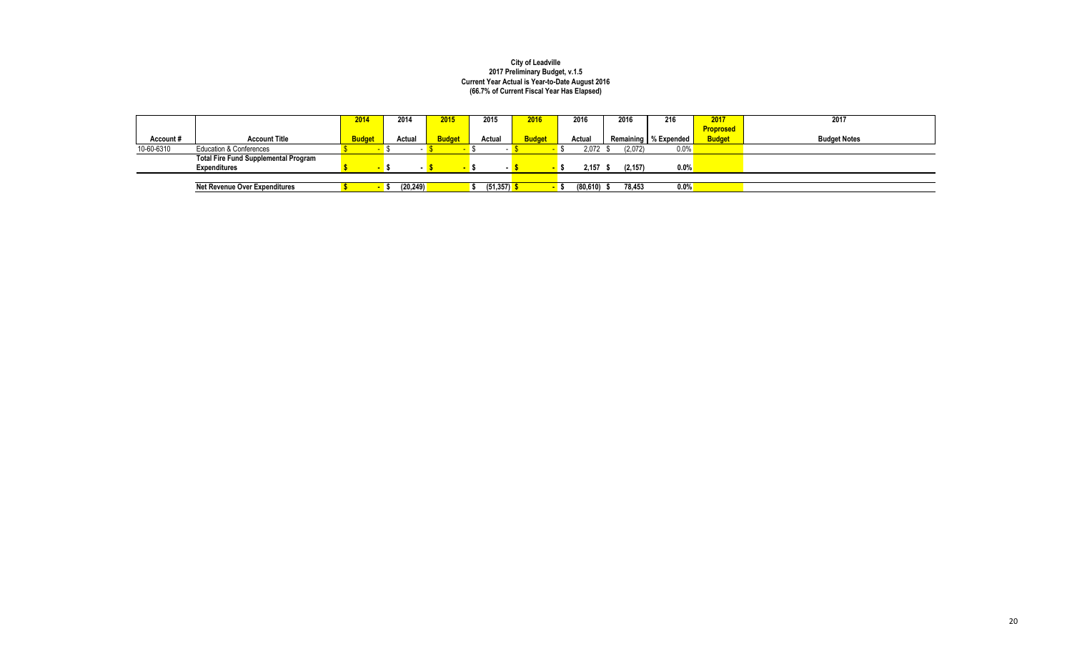**City of Leadville**
**2017 Preliminary Budget, v.1.5**
**Current Year Actual is Year-to-Date August 2016**
**(66.7% of Current Fiscal Year Has Elapsed)**

| | | 2014 | 2014 | 2015 | 2015 | 2016 | 2016 | 2016 | 216 | 2017 | 2017 |
|---|---|---|---|---|---|---|---|---|---|---|---|
| **Account #** | **Account Title** | **Budget** | **Actual** | **Budget** | **Actual** | **Budget** | **Actual** | **Remaining** | **% Expended** | **Proprosed Budget** | **Budget Notes** |
| 10-60-6310 | Education & Conferences | $ - | $ - | $ - | $ - | $ - | $ 2,072 | $ (2,072) | 0.0% | | |
| | **Total Fire Fund Supplemental Program Expenditures** | **$ -** | **$ -** | **$ -** | **$ -** | **$ -** | **$ 2,157** | **$ (2,157)** | **0.0%** | | |
| | **Net Revenue Over Expenditures** | **$ -** | **$ (20,249)** | | **$ (51,357)** | **$ -** | **$ (80,610)** | **$ 78,453** | **0.0%** | | |